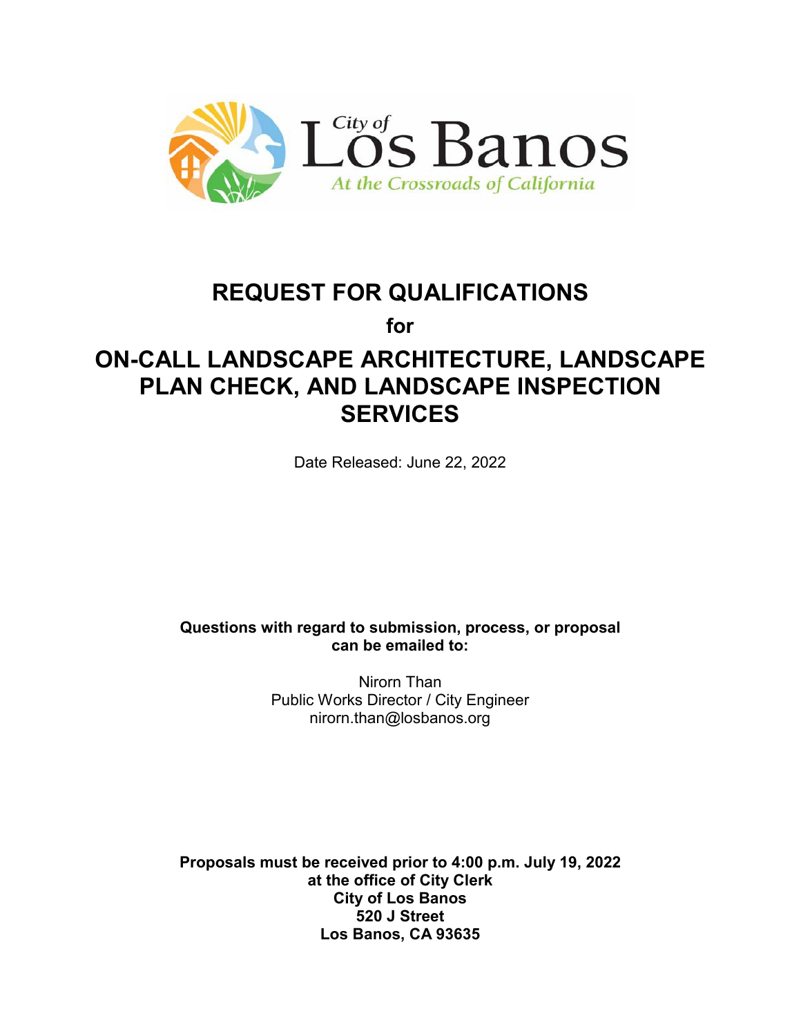City of Los Banos

*At the Crossroads of California*

# REQUEST FOR QUALIFICATIONS

**for**

# ON-CALL LANDSCAPE ARCHITECTURE, LANDSCAPE PLAN CHECK, AND LANDSCAPE INSPECTION SERVICES

Date Released: June 22, 2022

**Questions with regard to submission, process, or proposal can be emailed to:**

Nirorn Than
Public Works Director / City Engineer
nirorn.than@losbanos.org

**Proposals must be received prior to 4:00 p.m. July 19, 2022**
**at the office of City Clerk**
**City of Los Banos**
**520 J Street**
**Los Banos, CA 93635**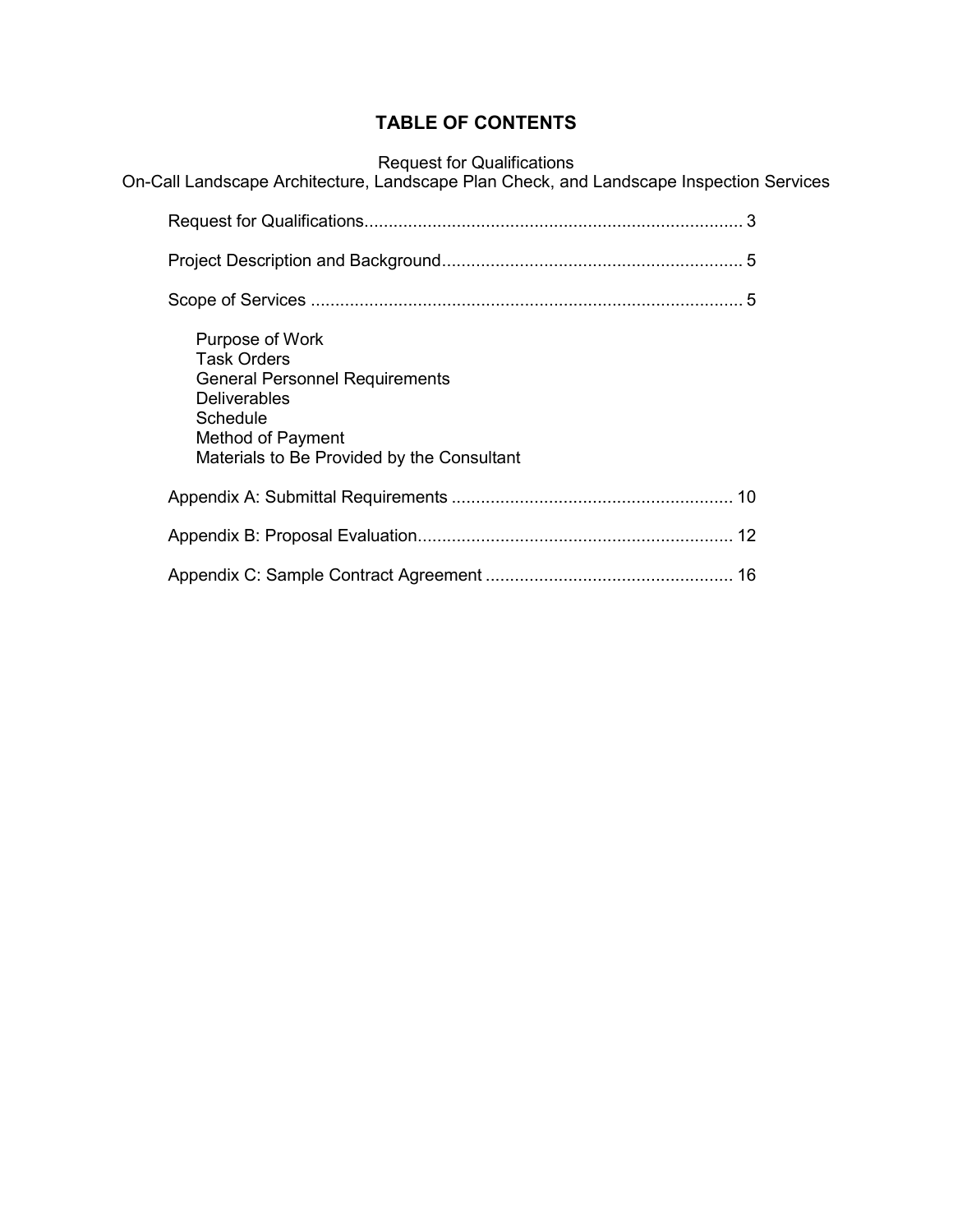# TABLE OF CONTENTS

Request for Qualifications
On-Call Landscape Architecture, Landscape Plan Check, and Landscape Inspection Services

Request for Qualifications............................................................................ 3

Project Description and Background............................................................ 5

Scope of Services ........................................................................................ 5

- Purpose of Work
- Task Orders
- General Personnel Requirements
- Deliverables
- Schedule
- Method of Payment
- Materials to Be Provided by the Consultant

Appendix A: Submittal Requirements .......................................................... 10

Appendix B: Proposal Evaluation................................................................ 12

Appendix C: Sample Contract Agreement .................................................. 16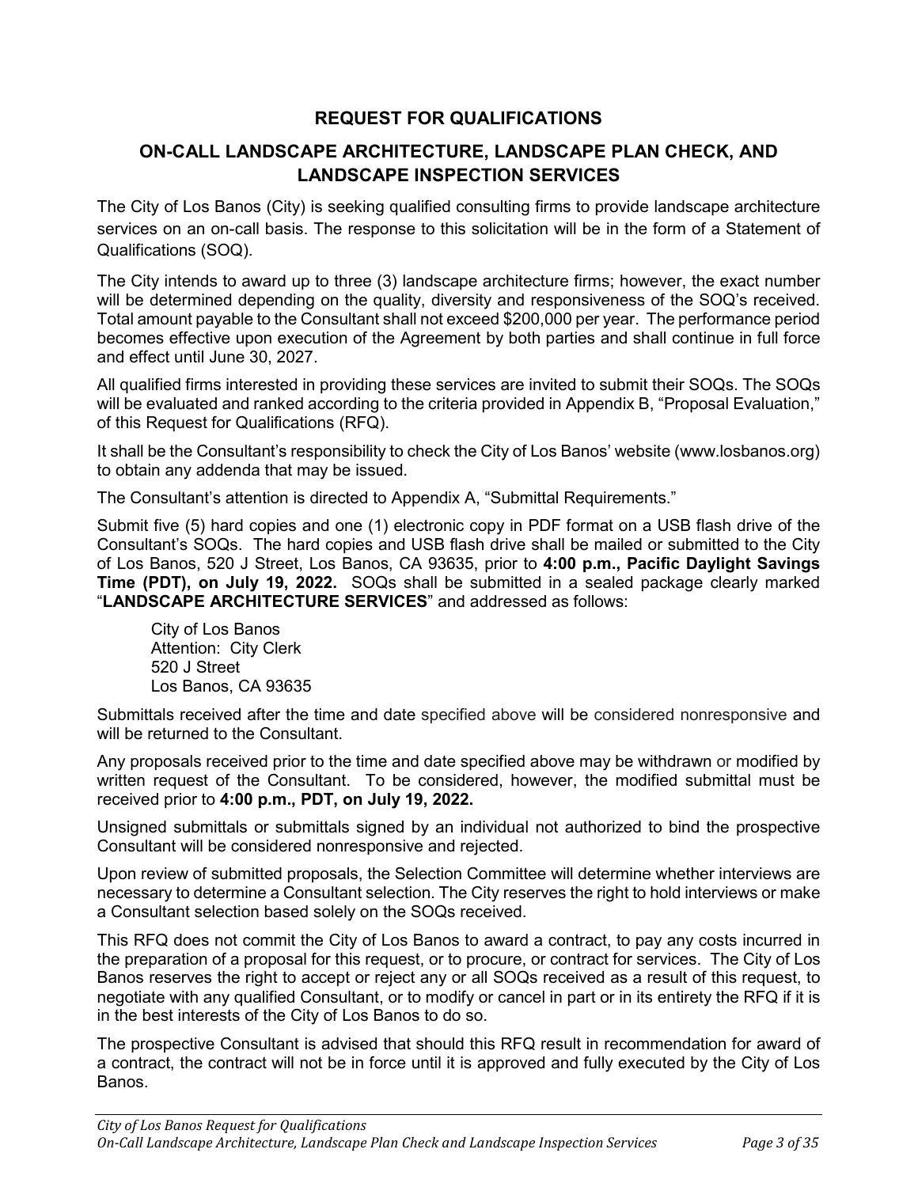# REQUEST FOR QUALIFICATIONS

## ON-CALL LANDSCAPE ARCHITECTURE, LANDSCAPE PLAN CHECK, AND LANDSCAPE INSPECTION SERVICES

The City of Los Banos (City) is seeking qualified consulting firms to provide landscape architecture services on an on-call basis. The response to this solicitation will be in the form of a Statement of Qualifications (SOQ).

The City intends to award up to three (3) landscape architecture firms; however, the exact number will be determined depending on the quality, diversity and responsiveness of the SOQ's received. Total amount payable to the Consultant shall not exceed $200,000 per year. The performance period becomes effective upon execution of the Agreement by both parties and shall continue in full force and effect until June 30, 2027.

All qualified firms interested in providing these services are invited to submit their SOQs. The SOQs will be evaluated and ranked according to the criteria provided in Appendix B, "Proposal Evaluation," of this Request for Qualifications (RFQ).

It shall be the Consultant's responsibility to check the City of Los Banos' website (www.losbanos.org) to obtain any addenda that may be issued.

The Consultant's attention is directed to Appendix A, "Submittal Requirements."

Submit five (5) hard copies and one (1) electronic copy in PDF format on a USB flash drive of the Consultant's SOQs. The hard copies and USB flash drive shall be mailed or submitted to the City of Los Banos, 520 J Street, Los Banos, CA 93635, prior to **4:00 p.m., Pacific Daylight Savings Time (PDT), on July 19, 2022.** SOQs shall be submitted in a sealed package clearly marked "**LANDSCAPE ARCHITECTURE SERVICES**" and addressed as follows:

City of Los Banos
Attention: City Clerk
520 J Street
Los Banos, CA 93635

Submittals received after the time and date specified above will be considered nonresponsive and will be returned to the Consultant.

Any proposals received prior to the time and date specified above may be withdrawn or modified by written request of the Consultant. To be considered, however, the modified submittal must be received prior to **4:00 p.m., PDT, on July 19, 2022.**

Unsigned submittals or submittals signed by an individual not authorized to bind the prospective Consultant will be considered nonresponsive and rejected.

Upon review of submitted proposals, the Selection Committee will determine whether interviews are necessary to determine a Consultant selection. The City reserves the right to hold interviews or make a Consultant selection based solely on the SOQs received.

This RFQ does not commit the City of Los Banos to award a contract, to pay any costs incurred in the preparation of a proposal for this request, or to procure, or contract for services. The City of Los Banos reserves the right to accept or reject any or all SOQs received as a result of this request, to negotiate with any qualified Consultant, or to modify or cancel in part or in its entirety the RFQ if it is in the best interests of the City of Los Banos to do so.

The prospective Consultant is advised that should this RFQ result in recommendation for award of a contract, the contract will not be in force until it is approved and fully executed by the City of Los Banos.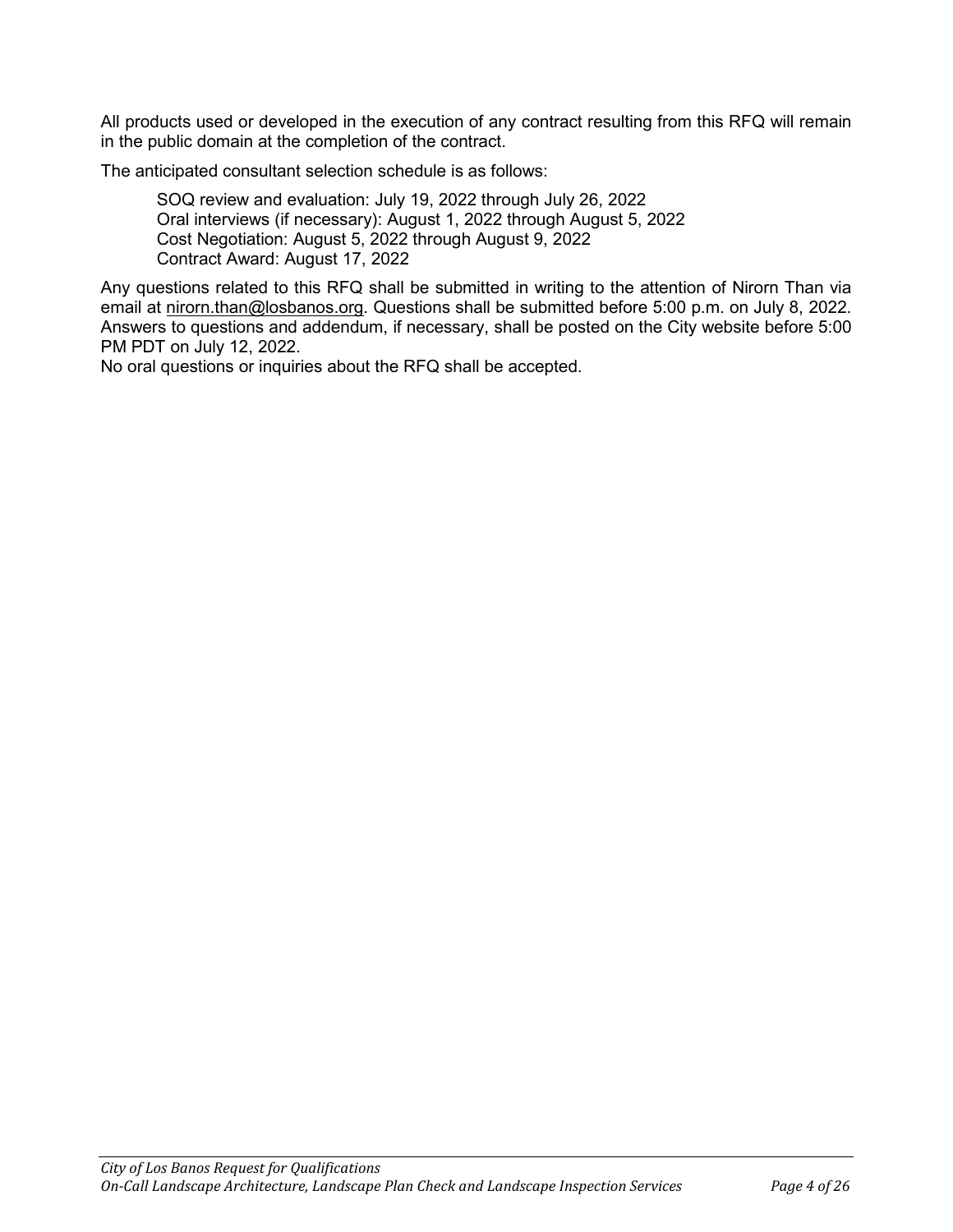All products used or developed in the execution of any contract resulting from this RFQ will remain in the public domain at the completion of the contract.

The anticipated consultant selection schedule is as follows:

SOQ review and evaluation: July 19, 2022 through July 26, 2022
Oral interviews (if necessary): August 1, 2022 through August 5, 2022
Cost Negotiation: August 5, 2022 through August 9, 2022
Contract Award: August 17, 2022

Any questions related to this RFQ shall be submitted in writing to the attention of Nirorn Than via email at nirorn.than@losbanos.org. Questions shall be submitted before 5:00 p.m. on July 8, 2022. Answers to questions and addendum, if necessary, shall be posted on the City website before 5:00 PM PDT on July 12, 2022.
No oral questions or inquiries about the RFQ shall be accepted.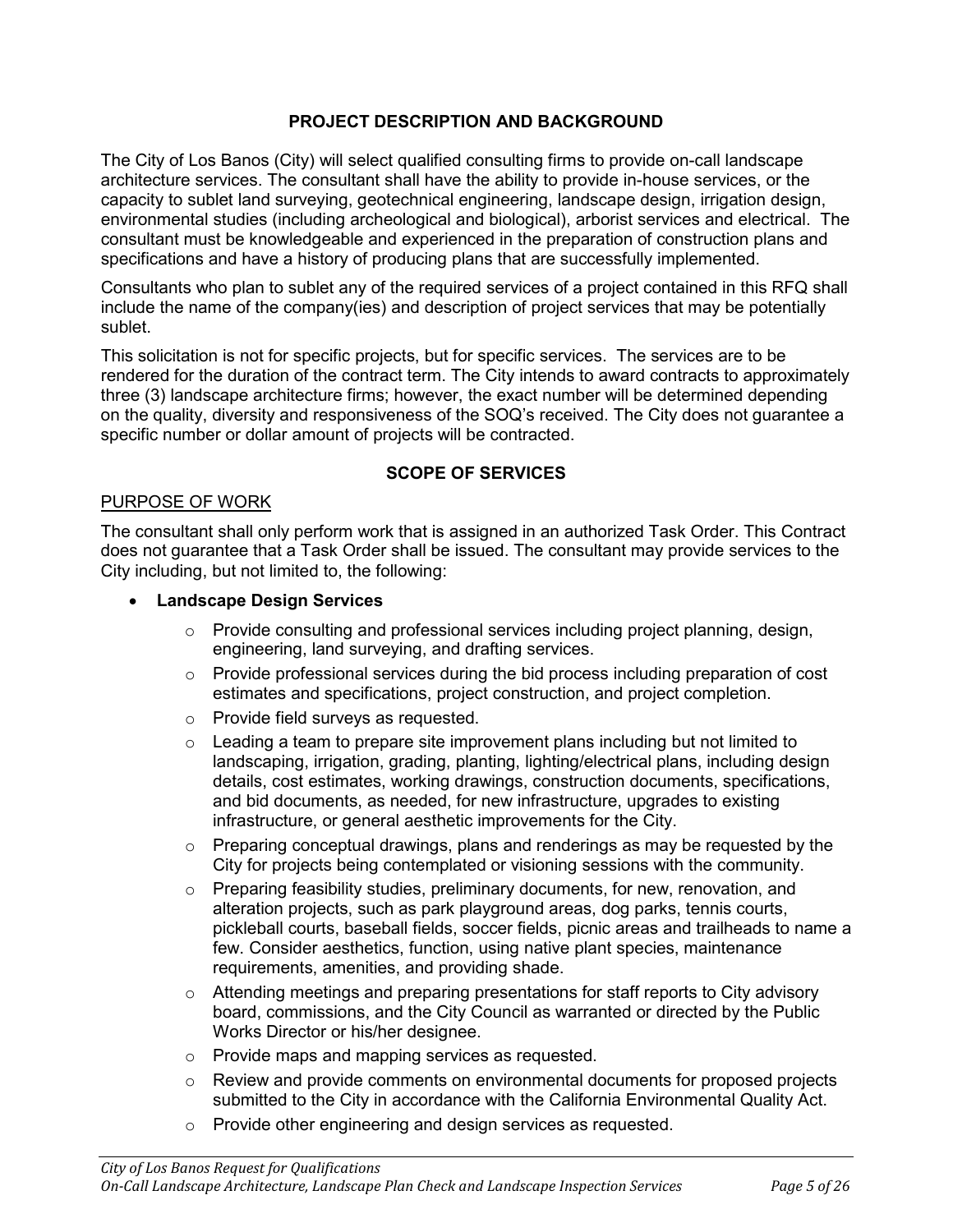## PROJECT DESCRIPTION AND BACKGROUND

The City of Los Banos (City) will select qualified consulting firms to provide on-call landscape architecture services. The consultant shall have the ability to provide in-house services, or the capacity to sublet land surveying, geotechnical engineering, landscape design, irrigation design, environmental studies (including archeological and biological), arborist services and electrical. The consultant must be knowledgeable and experienced in the preparation of construction plans and specifications and have a history of producing plans that are successfully implemented.

Consultants who plan to sublet any of the required services of a project contained in this RFQ shall include the name of the company(ies) and description of project services that may be potentially sublet.

This solicitation is not for specific projects, but for specific services. The services are to be rendered for the duration of the contract term. The City intends to award contracts to approximately three (3) landscape architecture firms; however, the exact number will be determined depending on the quality, diversity and responsiveness of the SOQ's received. The City does not guarantee a specific number or dollar amount of projects will be contracted.

## SCOPE OF SERVICES

### PURPOSE OF WORK

The consultant shall only perform work that is assigned in an authorized Task Order. This Contract does not guarantee that a Task Order shall be issued. The consultant may provide services to the City including, but not limited to, the following:

- **Landscape Design Services**
  - Provide consulting and professional services including project planning, design, engineering, land surveying, and drafting services.
  - Provide professional services during the bid process including preparation of cost estimates and specifications, project construction, and project completion.
  - Provide field surveys as requested.
  - Leading a team to prepare site improvement plans including but not limited to landscaping, irrigation, grading, planting, lighting/electrical plans, including design details, cost estimates, working drawings, construction documents, specifications, and bid documents, as needed, for new infrastructure, upgrades to existing infrastructure, or general aesthetic improvements for the City.
  - Preparing conceptual drawings, plans and renderings as may be requested by the City for projects being contemplated or visioning sessions with the community.
  - Preparing feasibility studies, preliminary documents, for new, renovation, and alteration projects, such as park playground areas, dog parks, tennis courts, pickleball courts, baseball fields, soccer fields, picnic areas and trailheads to name a few. Consider aesthetics, function, using native plant species, maintenance requirements, amenities, and providing shade.
  - Attending meetings and preparing presentations for staff reports to City advisory board, commissions, and the City Council as warranted or directed by the Public Works Director or his/her designee.
  - Provide maps and mapping services as requested.
  - Review and provide comments on environmental documents for proposed projects submitted to the City in accordance with the California Environmental Quality Act.
  - Provide other engineering and design services as requested.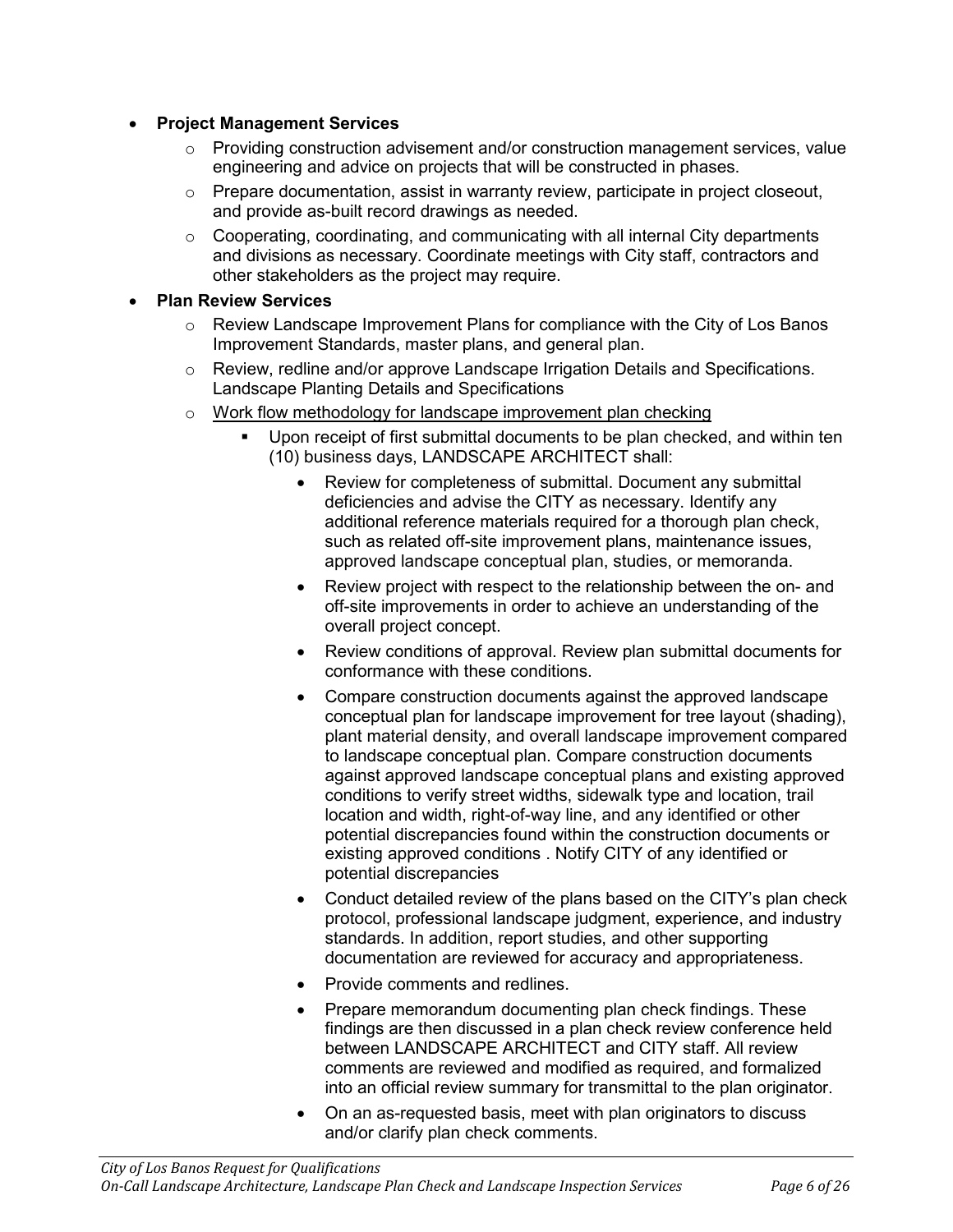- **Project Management Services**
  - Providing construction advisement and/or construction management services, value engineering and advice on projects that will be constructed in phases.
  - Prepare documentation, assist in warranty review, participate in project closeout, and provide as-built record drawings as needed.
  - Cooperating, coordinating, and communicating with all internal City departments and divisions as necessary. Coordinate meetings with City staff, contractors and other stakeholders as the project may require.
- **Plan Review Services**
  - Review Landscape Improvement Plans for compliance with the City of Los Banos Improvement Standards, master plans, and general plan.
  - Review, redline and/or approve Landscape Irrigation Details and Specifications. Landscape Planting Details and Specifications
  - <u>Work flow methodology for landscape improvement plan checking</u>
    - Upon receipt of first submittal documents to be plan checked, and within ten (10) business days, LANDSCAPE ARCHITECT shall:
      - Review for completeness of submittal. Document any submittal deficiencies and advise the CITY as necessary. Identify any additional reference materials required for a thorough plan check, such as related off-site improvement plans, maintenance issues, approved landscape conceptual plan, studies, or memoranda.
      - Review project with respect to the relationship between the on- and off-site improvements in order to achieve an understanding of the overall project concept.
      - Review conditions of approval. Review plan submittal documents for conformance with these conditions.
      - Compare construction documents against the approved landscape conceptual plan for landscape improvement for tree layout (shading), plant material density, and overall landscape improvement compared to landscape conceptual plan. Compare construction documents against approved landscape conceptual plans and existing approved conditions to verify street widths, sidewalk type and location, trail location and width, right-of-way line, and any identified or other potential discrepancies found within the construction documents or existing approved conditions . Notify CITY of any identified or potential discrepancies
      - Conduct detailed review of the plans based on the CITY's plan check protocol, professional landscape judgment, experience, and industry standards. In addition, report studies, and other supporting documentation are reviewed for accuracy and appropriateness.
      - Provide comments and redlines.
      - Prepare memorandum documenting plan check findings. These findings are then discussed in a plan check review conference held between LANDSCAPE ARCHITECT and CITY staff. All review comments are reviewed and modified as required, and formalized into an official review summary for transmittal to the plan originator.
      - On an as-requested basis, meet with plan originators to discuss and/or clarify plan check comments.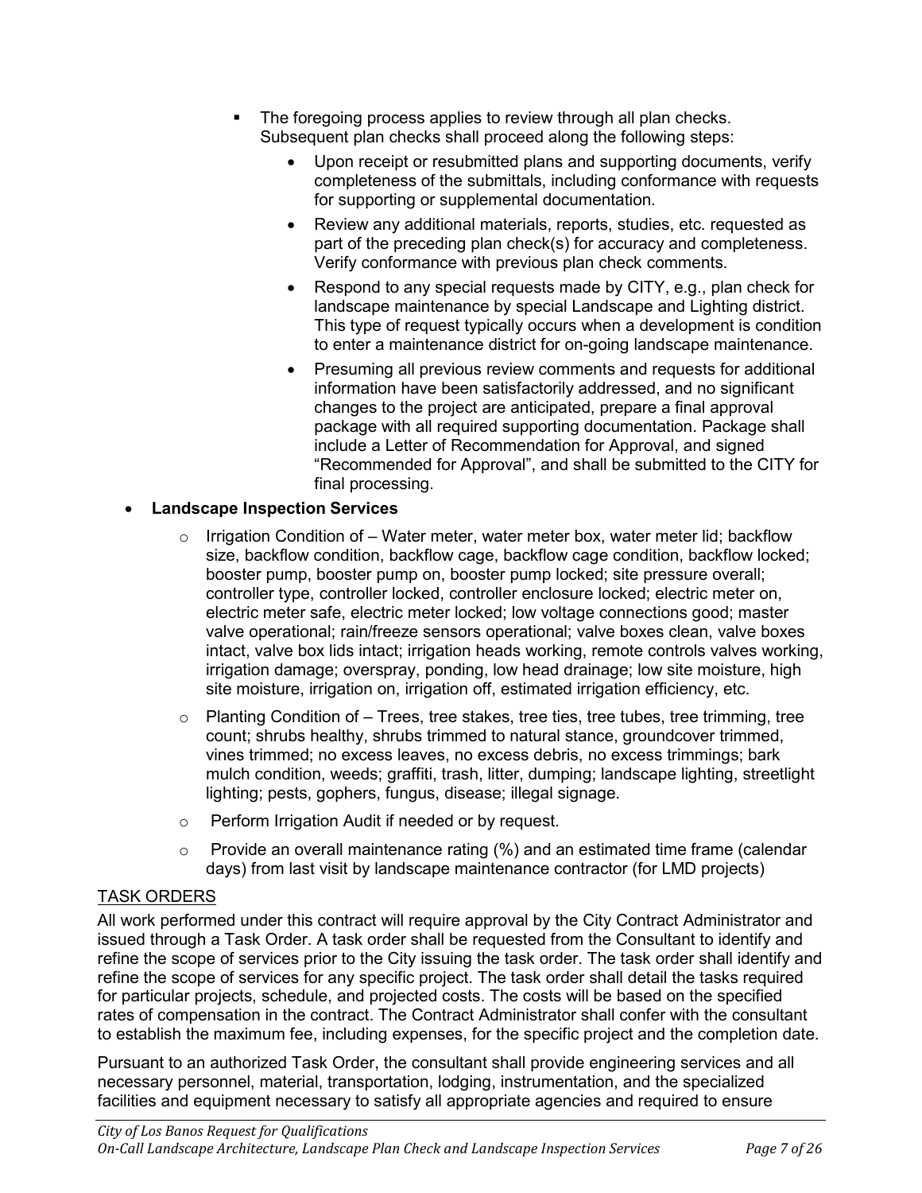- The foregoing process applies to review through all plan checks. Subsequent plan checks shall proceed along the following steps:
  - Upon receipt or resubmitted plans and supporting documents, verify completeness of the submittals, including conformance with requests for supporting or supplemental documentation.
  - Review any additional materials, reports, studies, etc. requested as part of the preceding plan check(s) for accuracy and completeness. Verify conformance with previous plan check comments.
  - Respond to any special requests made by CITY, e.g., plan check for landscape maintenance by special Landscape and Lighting district. This type of request typically occurs when a development is condition to enter a maintenance district for on-going landscape maintenance.
  - Presuming all previous review comments and requests for additional information have been satisfactorily addressed, and no significant changes to the project are anticipated, prepare a final approval package with all required supporting documentation. Package shall include a Letter of Recommendation for Approval, and signed "Recommended for Approval", and shall be submitted to the CITY for final processing.

- **Landscape Inspection Services**
  - Irrigation Condition of – Water meter, water meter box, water meter lid; backflow size, backflow condition, backflow cage, backflow cage condition, backflow locked; booster pump, booster pump on, booster pump locked; site pressure overall; controller type, controller locked, controller enclosure locked; electric meter on, electric meter safe, electric meter locked; low voltage connections good; master valve operational; rain/freeze sensors operational; valve boxes clean, valve boxes intact, valve box lids intact; irrigation heads working, remote controls valves working, irrigation damage; overspray, ponding, low head drainage; low site moisture, high site moisture, irrigation on, irrigation off, estimated irrigation efficiency, etc.
  - Planting Condition of – Trees, tree stakes, tree ties, tree tubes, tree trimming, tree count; shrubs healthy, shrubs trimmed to natural stance, groundcover trimmed, vines trimmed; no excess leaves, no excess debris, no excess trimmings; bark mulch condition, weeds; graffiti, trash, litter, dumping; landscape lighting, streetlight lighting; pests, gophers, fungus, disease; illegal signage.
  - Perform Irrigation Audit if needed or by request.
  - Provide an overall maintenance rating (%) and an estimated time frame (calendar days) from last visit by landscape maintenance contractor (for LMD projects)

<u>TASK ORDERS</u>

All work performed under this contract will require approval by the City Contract Administrator and issued through a Task Order. A task order shall be requested from the Consultant to identify and refine the scope of services prior to the City issuing the task order. The task order shall identify and refine the scope of services for any specific project. The task order shall detail the tasks required for particular projects, schedule, and projected costs. The costs will be based on the specified rates of compensation in the contract. The Contract Administrator shall confer with the consultant to establish the maximum fee, including expenses, for the specific project and the completion date.

Pursuant to an authorized Task Order, the consultant shall provide engineering services and all necessary personnel, material, transportation, lodging, instrumentation, and the specialized facilities and equipment necessary to satisfy all appropriate agencies and required to ensure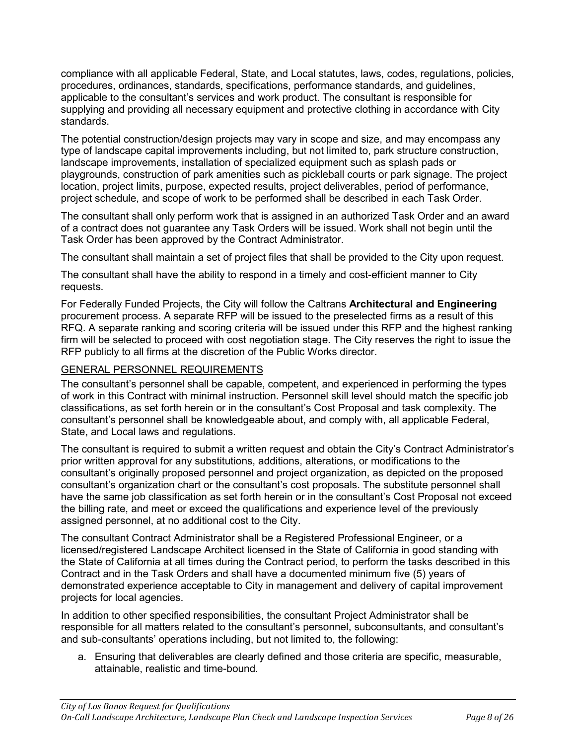compliance with all applicable Federal, State, and Local statutes, laws, codes, regulations, policies, procedures, ordinances, standards, specifications, performance standards, and guidelines, applicable to the consultant's services and work product. The consultant is responsible for supplying and providing all necessary equipment and protective clothing in accordance with City standards.

The potential construction/design projects may vary in scope and size, and may encompass any type of landscape capital improvements including, but not limited to, park structure construction, landscape improvements, installation of specialized equipment such as splash pads or playgrounds, construction of park amenities such as pickleball courts or park signage. The project location, project limits, purpose, expected results, project deliverables, period of performance, project schedule, and scope of work to be performed shall be described in each Task Order.

The consultant shall only perform work that is assigned in an authorized Task Order and an award of a contract does not guarantee any Task Orders will be issued. Work shall not begin until the Task Order has been approved by the Contract Administrator.

The consultant shall maintain a set of project files that shall be provided to the City upon request.

The consultant shall have the ability to respond in a timely and cost-efficient manner to City requests.

For Federally Funded Projects, the City will follow the Caltrans **Architectural and Engineering** procurement process. A separate RFP will be issued to the preselected firms as a result of this RFQ. A separate ranking and scoring criteria will be issued under this RFP and the highest ranking firm will be selected to proceed with cost negotiation stage. The City reserves the right to issue the RFP publicly to all firms at the discretion of the Public Works director.

## GENERAL PERSONNEL REQUIREMENTS

The consultant's personnel shall be capable, competent, and experienced in performing the types of work in this Contract with minimal instruction. Personnel skill level should match the specific job classifications, as set forth herein or in the consultant's Cost Proposal and task complexity. The consultant's personnel shall be knowledgeable about, and comply with, all applicable Federal, State, and Local laws and regulations.

The consultant is required to submit a written request and obtain the City's Contract Administrator's prior written approval for any substitutions, additions, alterations, or modifications to the consultant's originally proposed personnel and project organization, as depicted on the proposed consultant's organization chart or the consultant's cost proposals. The substitute personnel shall have the same job classification as set forth herein or in the consultant's Cost Proposal not exceed the billing rate, and meet or exceed the qualifications and experience level of the previously assigned personnel, at no additional cost to the City.

The consultant Contract Administrator shall be a Registered Professional Engineer, or a licensed/registered Landscape Architect licensed in the State of California in good standing with the State of California at all times during the Contract period, to perform the tasks described in this Contract and in the Task Orders and shall have a documented minimum five (5) years of demonstrated experience acceptable to City in management and delivery of capital improvement projects for local agencies.

In addition to other specified responsibilities, the consultant Project Administrator shall be responsible for all matters related to the consultant's personnel, subconsultants, and consultant's and sub-consultants' operations including, but not limited to, the following:

a. Ensuring that deliverables are clearly defined and those criteria are specific, measurable, attainable, realistic and time-bound.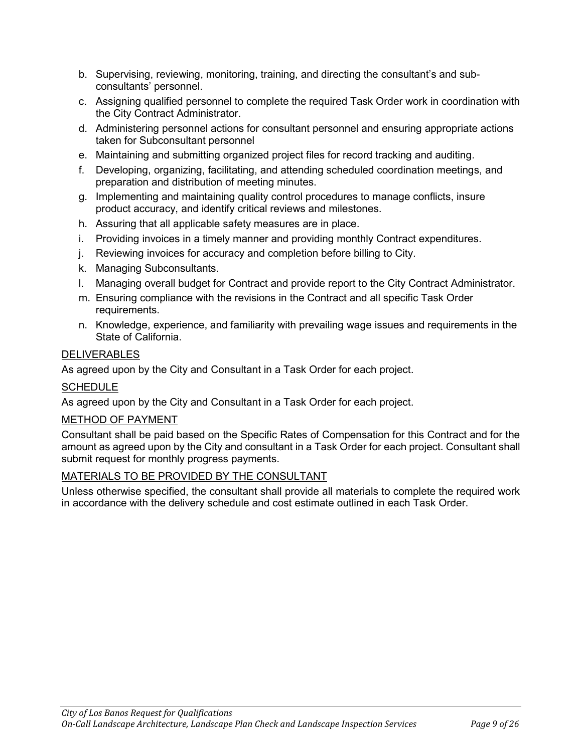b. Supervising, reviewing, monitoring, training, and directing the consultant's and sub-consultants' personnel.
c. Assigning qualified personnel to complete the required Task Order work in coordination with the City Contract Administrator.
d. Administering personnel actions for consultant personnel and ensuring appropriate actions taken for Subconsultant personnel
e. Maintaining and submitting organized project files for record tracking and auditing.
f. Developing, organizing, facilitating, and attending scheduled coordination meetings, and preparation and distribution of meeting minutes.
g. Implementing and maintaining quality control procedures to manage conflicts, insure product accuracy, and identify critical reviews and milestones.
h. Assuring that all applicable safety measures are in place.
i. Providing invoices in a timely manner and providing monthly Contract expenditures.
j. Reviewing invoices for accuracy and completion before billing to City.
k. Managing Subconsultants.
l. Managing overall budget for Contract and provide report to the City Contract Administrator.
m. Ensuring compliance with the revisions in the Contract and all specific Task Order requirements.
n. Knowledge, experience, and familiarity with prevailing wage issues and requirements in the State of California.

<u>DELIVERABLES</u>

As agreed upon by the City and Consultant in a Task Order for each project.

<u>SCHEDULE</u>

As agreed upon by the City and Consultant in a Task Order for each project.

<u>METHOD OF PAYMENT</u>

Consultant shall be paid based on the Specific Rates of Compensation for this Contract and for the amount as agreed upon by the City and consultant in a Task Order for each project. Consultant shall submit request for monthly progress payments.

<u>MATERIALS TO BE PROVIDED BY THE CONSULTANT</u>

Unless otherwise specified, the consultant shall provide all materials to complete the required work in accordance with the delivery schedule and cost estimate outlined in each Task Order.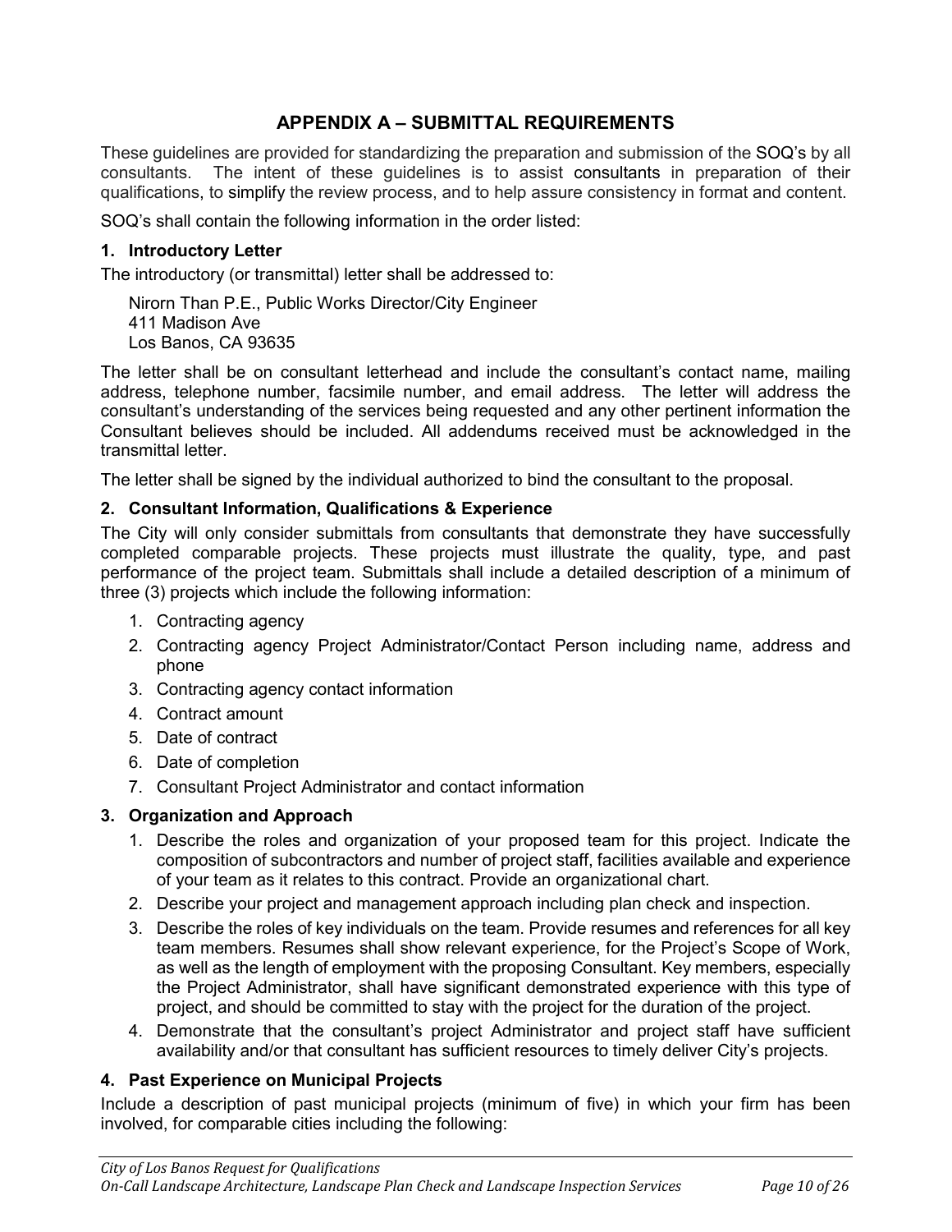## APPENDIX A – SUBMITTAL REQUIREMENTS

These guidelines are provided for standardizing the preparation and submission of the SOQ's by all consultants. The intent of these guidelines is to assist consultants in preparation of their qualifications, to simplify the review process, and to help assure consistency in format and content.

SOQ's shall contain the following information in the order listed:

### 1. Introductory Letter

The introductory (or transmittal) letter shall be addressed to:

Nirorn Than P.E., Public Works Director/City Engineer
411 Madison Ave
Los Banos, CA 93635

The letter shall be on consultant letterhead and include the consultant's contact name, mailing address, telephone number, facsimile number, and email address. The letter will address the consultant's understanding of the services being requested and any other pertinent information the Consultant believes should be included. All addendums received must be acknowledged in the transmittal letter.

The letter shall be signed by the individual authorized to bind the consultant to the proposal.

### 2. Consultant Information, Qualifications & Experience

The City will only consider submittals from consultants that demonstrate they have successfully completed comparable projects. These projects must illustrate the quality, type, and past performance of the project team. Submittals shall include a detailed description of a minimum of three (3) projects which include the following information:

1. Contracting agency
2. Contracting agency Project Administrator/Contact Person including name, address and phone
3. Contracting agency contact information
4. Contract amount
5. Date of contract
6. Date of completion
7. Consultant Project Administrator and contact information

### 3. Organization and Approach

1. Describe the roles and organization of your proposed team for this project. Indicate the composition of subcontractors and number of project staff, facilities available and experience of your team as it relates to this contract. Provide an organizational chart.
2. Describe your project and management approach including plan check and inspection.
3. Describe the roles of key individuals on the team. Provide resumes and references for all key team members. Resumes shall show relevant experience, for the Project's Scope of Work, as well as the length of employment with the proposing Consultant. Key members, especially the Project Administrator, shall have significant demonstrated experience with this type of project, and should be committed to stay with the project for the duration of the project.
4. Demonstrate that the consultant's project Administrator and project staff have sufficient availability and/or that consultant has sufficient resources to timely deliver City's projects.

### 4. Past Experience on Municipal Projects

Include a description of past municipal projects (minimum of five) in which your firm has been involved, for comparable cities including the following: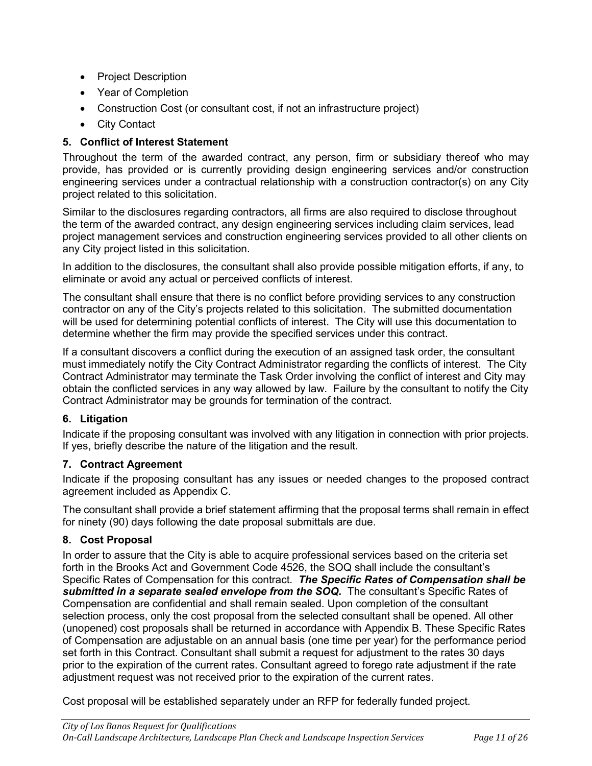- Project Description
- Year of Completion
- Construction Cost (or consultant cost, if not an infrastructure project)
- City Contact

### 5. Conflict of Interest Statement

Throughout the term of the awarded contract, any person, firm or subsidiary thereof who may provide, has provided or is currently providing design engineering services and/or construction engineering services under a contractual relationship with a construction contractor(s) on any City project related to this solicitation.

Similar to the disclosures regarding contractors, all firms are also required to disclose throughout the term of the awarded contract, any design engineering services including claim services, lead project management services and construction engineering services provided to all other clients on any City project listed in this solicitation.

In addition to the disclosures, the consultant shall also provide possible mitigation efforts, if any, to eliminate or avoid any actual or perceived conflicts of interest.

The consultant shall ensure that there is no conflict before providing services to any construction contractor on any of the City's projects related to this solicitation. The submitted documentation will be used for determining potential conflicts of interest. The City will use this documentation to determine whether the firm may provide the specified services under this contract.

If a consultant discovers a conflict during the execution of an assigned task order, the consultant must immediately notify the City Contract Administrator regarding the conflicts of interest. The City Contract Administrator may terminate the Task Order involving the conflict of interest and City may obtain the conflicted services in any way allowed by law. Failure by the consultant to notify the City Contract Administrator may be grounds for termination of the contract.

### 6. Litigation

Indicate if the proposing consultant was involved with any litigation in connection with prior projects. If yes, briefly describe the nature of the litigation and the result.

### 7. Contract Agreement

Indicate if the proposing consultant has any issues or needed changes to the proposed contract agreement included as Appendix C.

The consultant shall provide a brief statement affirming that the proposal terms shall remain in effect for ninety (90) days following the date proposal submittals are due.

### 8. Cost Proposal

In order to assure that the City is able to acquire professional services based on the criteria set forth in the Brooks Act and Government Code 4526, the SOQ shall include the consultant's Specific Rates of Compensation for this contract. ***The Specific Rates of Compensation shall be submitted in a separate sealed envelope from the SOQ.*** The consultant's Specific Rates of Compensation are confidential and shall remain sealed. Upon completion of the consultant selection process, only the cost proposal from the selected consultant shall be opened. All other (unopened) cost proposals shall be returned in accordance with Appendix B. These Specific Rates of Compensation are adjustable on an annual basis (one time per year) for the performance period set forth in this Contract. Consultant shall submit a request for adjustment to the rates 30 days prior to the expiration of the current rates. Consultant agreed to forego rate adjustment if the rate adjustment request was not received prior to the expiration of the current rates.

Cost proposal will be established separately under an RFP for federally funded project.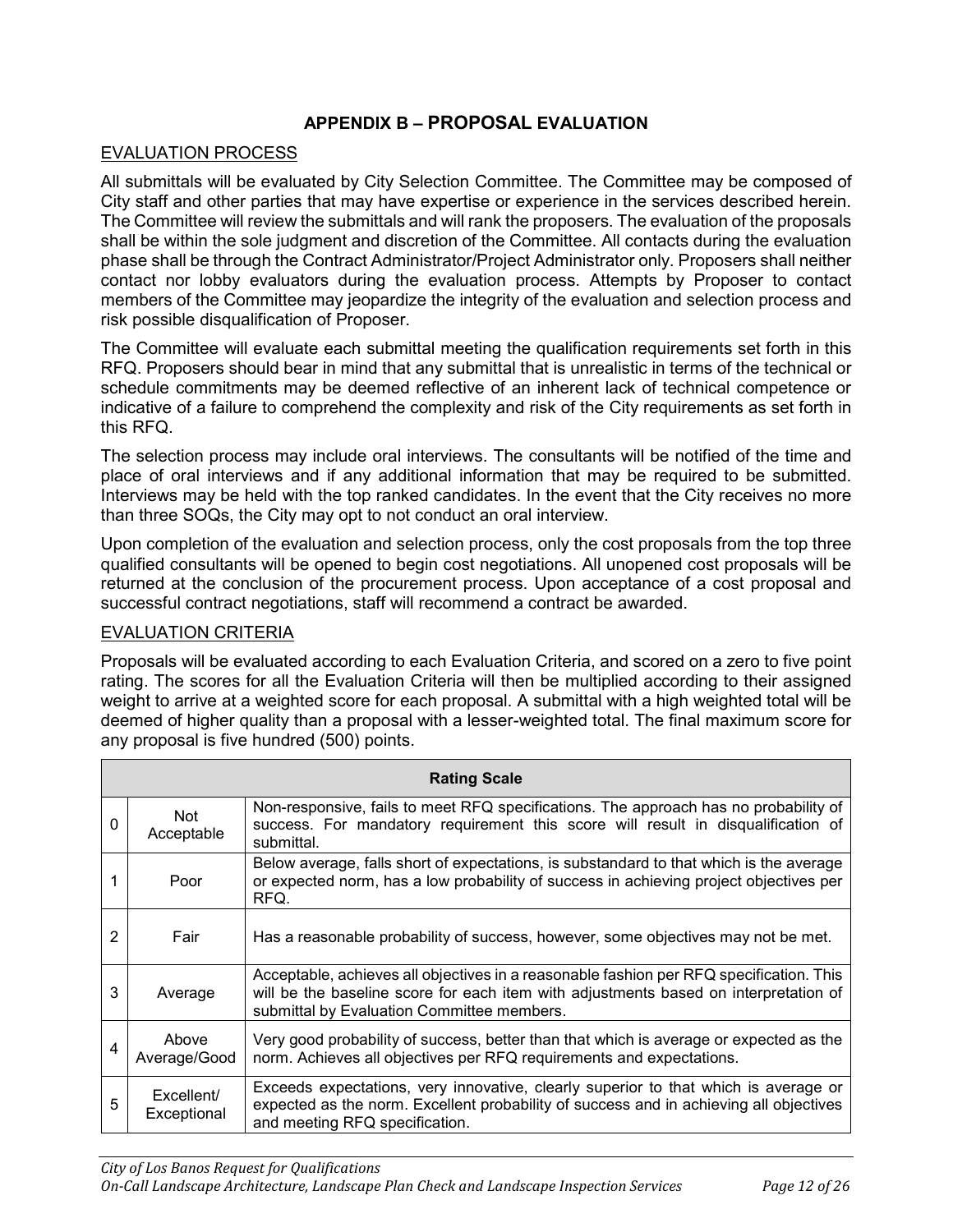## APPENDIX B – PROPOSAL EVALUATION

### EVALUATION PROCESS

All submittals will be evaluated by City Selection Committee. The Committee may be composed of City staff and other parties that may have expertise or experience in the services described herein. The Committee will review the submittals and will rank the proposers. The evaluation of the proposals shall be within the sole judgment and discretion of the Committee. All contacts during the evaluation phase shall be through the Contract Administrator/Project Administrator only. Proposers shall neither contact nor lobby evaluators during the evaluation process. Attempts by Proposer to contact members of the Committee may jeopardize the integrity of the evaluation and selection process and risk possible disqualification of Proposer.

The Committee will evaluate each submittal meeting the qualification requirements set forth in this RFQ. Proposers should bear in mind that any submittal that is unrealistic in terms of the technical or schedule commitments may be deemed reflective of an inherent lack of technical competence or indicative of a failure to comprehend the complexity and risk of the City requirements as set forth in this RFQ.

The selection process may include oral interviews. The consultants will be notified of the time and place of oral interviews and if any additional information that may be required to be submitted. Interviews may be held with the top ranked candidates. In the event that the City receives no more than three SOQs, the City may opt to not conduct an oral interview.

Upon completion of the evaluation and selection process, only the cost proposals from the top three qualified consultants will be opened to begin cost negotiations. All unopened cost proposals will be returned at the conclusion of the procurement process. Upon acceptance of a cost proposal and successful contract negotiations, staff will recommend a contract be awarded.

### EVALUATION CRITERIA

Proposals will be evaluated according to each Evaluation Criteria, and scored on a zero to five point rating. The scores for all the Evaluation Criteria will then be multiplied according to their assigned weight to arrive at a weighted score for each proposal. A submittal with a high weighted total will be deemed of higher quality than a proposal with a lesser-weighted total. The final maximum score for any proposal is five hundred (500) points.

| Rating Scale | | |
|---|---|---|
| 0 | Not Acceptable | Non-responsive, fails to meet RFQ specifications. The approach has no probability of success. For mandatory requirement this score will result in disqualification of submittal. |
| 1 | Poor | Below average, falls short of expectations, is substandard to that which is the average or expected norm, has a low probability of success in achieving project objectives per RFQ. |
| 2 | Fair | Has a reasonable probability of success, however, some objectives may not be met. |
| 3 | Average | Acceptable, achieves all objectives in a reasonable fashion per RFQ specification. This will be the baseline score for each item with adjustments based on interpretation of submittal by Evaluation Committee members. |
| 4 | Above Average/Good | Very good probability of success, better than that which is average or expected as the norm. Achieves all objectives per RFQ requirements and expectations. |
| 5 | Excellent/ Exceptional | Exceeds expectations, very innovative, clearly superior to that which is average or expected as the norm. Excellent probability of success and in achieving all objectives and meeting RFQ specification. |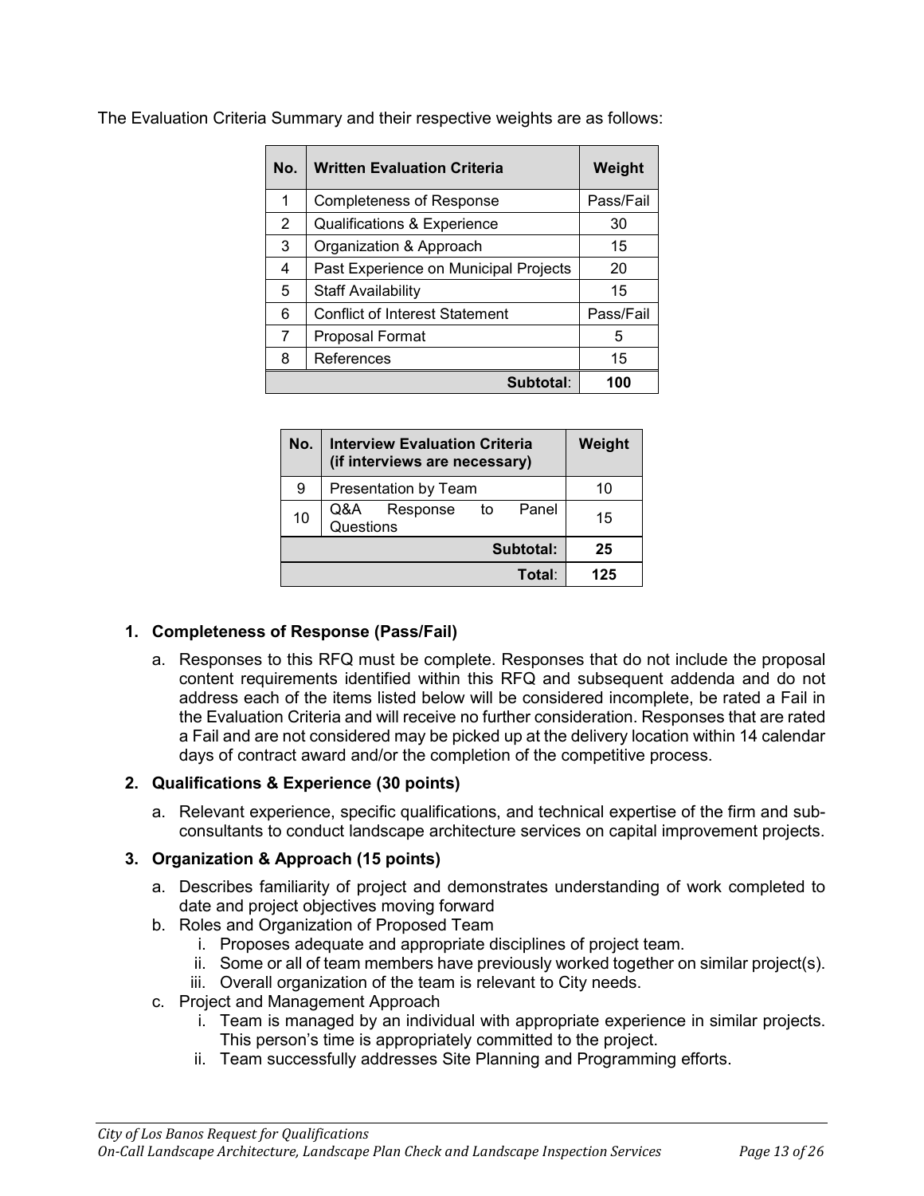The Evaluation Criteria Summary and their respective weights are as follows:

| No. | Written Evaluation Criteria | Weight |
|---|---|---|
| 1 | Completeness of Response | Pass/Fail |
| 2 | Qualifications & Experience | 30 |
| 3 | Organization & Approach | 15 |
| 4 | Past Experience on Municipal Projects | 20 |
| 5 | Staff Availability | 15 |
| 6 | Conflict of Interest Statement | Pass/Fail |
| 7 | Proposal Format | 5 |
| 8 | References | 15 |
| | **Subtotal**: | **100** |

| No. | Interview Evaluation Criteria (if interviews are necessary) | Weight |
|---|---|---|
| 9 | Presentation by Team | 10 |
| 10 | Q&A Response to Panel Questions | 15 |
| | **Subtotal:** | **25** |
| | **Total**: | **125** |

1. **Completeness of Response (Pass/Fail)**
   a. Responses to this RFQ must be complete. Responses that do not include the proposal content requirements identified within this RFQ and subsequent addenda and do not address each of the items listed below will be considered incomplete, be rated a Fail in the Evaluation Criteria and will receive no further consideration. Responses that are rated a Fail and are not considered may be picked up at the delivery location within 14 calendar days of contract award and/or the completion of the competitive process.

2. **Qualifications & Experience (30 points)**
   a. Relevant experience, specific qualifications, and technical expertise of the firm and sub-consultants to conduct landscape architecture services on capital improvement projects.

3. **Organization & Approach (15 points)**
   a. Describes familiarity of project and demonstrates understanding of work completed to date and project objectives moving forward
   b. Roles and Organization of Proposed Team
      i. Proposes adequate and appropriate disciplines of project team.
      ii. Some or all of team members have previously worked together on similar project(s).
      iii. Overall organization of the team is relevant to City needs.
   c. Project and Management Approach
      i. Team is managed by an individual with appropriate experience in similar projects. This person's time is appropriately committed to the project.
      ii. Team successfully addresses Site Planning and Programming efforts.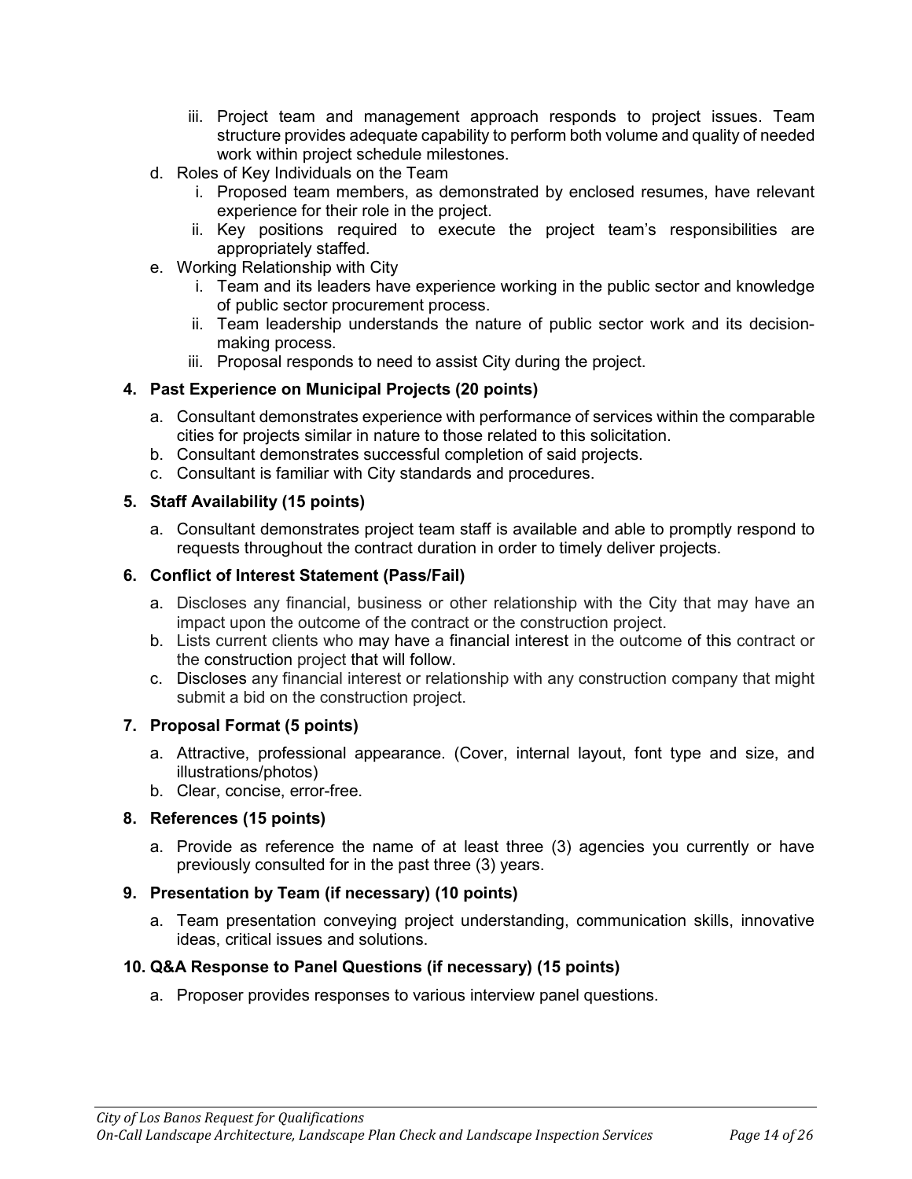iii. Project team and management approach responds to project issues. Team structure provides adequate capability to perform both volume and quality of needed work within project schedule milestones.

d. Roles of Key Individuals on the Team
   i. Proposed team members, as demonstrated by enclosed resumes, have relevant experience for their role in the project.
   ii. Key positions required to execute the project team's responsibilities are appropriately staffed.

e. Working Relationship with City
   i. Team and its leaders have experience working in the public sector and knowledge of public sector procurement process.
   ii. Team leadership understands the nature of public sector work and its decision-making process.
   iii. Proposal responds to need to assist City during the project.

**4. Past Experience on Municipal Projects (20 points)**

a. Consultant demonstrates experience with performance of services within the comparable cities for projects similar in nature to those related to this solicitation.
b. Consultant demonstrates successful completion of said projects.
c. Consultant is familiar with City standards and procedures.

**5. Staff Availability (15 points)**

a. Consultant demonstrates project team staff is available and able to promptly respond to requests throughout the contract duration in order to timely deliver projects.

**6. Conflict of Interest Statement (Pass/Fail)**

a. Discloses any financial, business or other relationship with the City that may have an impact upon the outcome of the contract or the construction project.
b. Lists current clients who may have a financial interest in the outcome of this contract or the construction project that will follow.
c. Discloses any financial interest or relationship with any construction company that might submit a bid on the construction project.

**7. Proposal Format (5 points)**

a. Attractive, professional appearance. (Cover, internal layout, font type and size, and illustrations/photos)
b. Clear, concise, error-free.

**8. References (15 points)**

a. Provide as reference the name of at least three (3) agencies you currently or have previously consulted for in the past three (3) years.

**9. Presentation by Team (if necessary) (10 points)**

a. Team presentation conveying project understanding, communication skills, innovative ideas, critical issues and solutions.

**10. Q&A Response to Panel Questions (if necessary) (15 points)**

a. Proposer provides responses to various interview panel questions.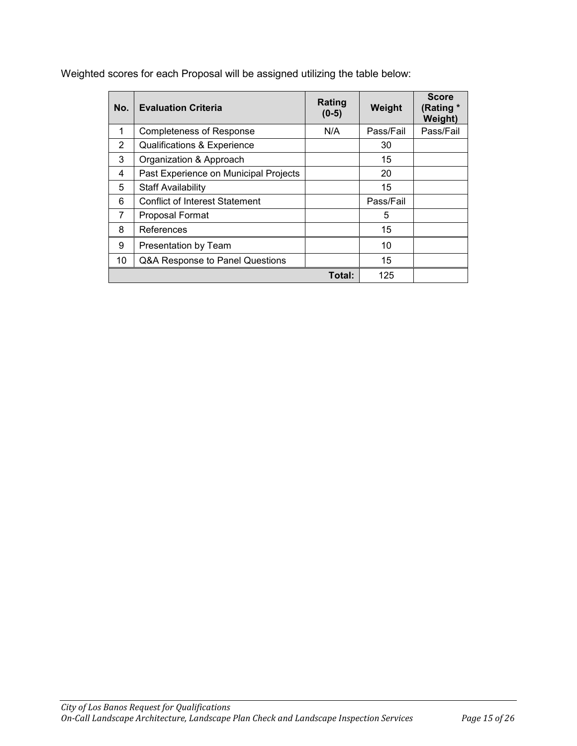Weighted scores for each Proposal will be assigned utilizing the table below:

| No. | Evaluation Criteria | Rating (0-5) | Weight | Score (Rating * Weight) |
|---|---|---|---|---|
| 1 | Completeness of Response | N/A | Pass/Fail | Pass/Fail |
| 2 | Qualifications & Experience | | 30 | |
| 3 | Organization & Approach | | 15 | |
| 4 | Past Experience on Municipal Projects | | 20 | |
| 5 | Staff Availability | | 15 | |
| 6 | Conflict of Interest Statement | | Pass/Fail | |
| 7 | Proposal Format | | 5 | |
| 8 | References | | 15 | |
| 9 | Presentation by Team | | 10 | |
| 10 | Q&A Response to Panel Questions | | 15 | |
| | | **Total:** | 125 | |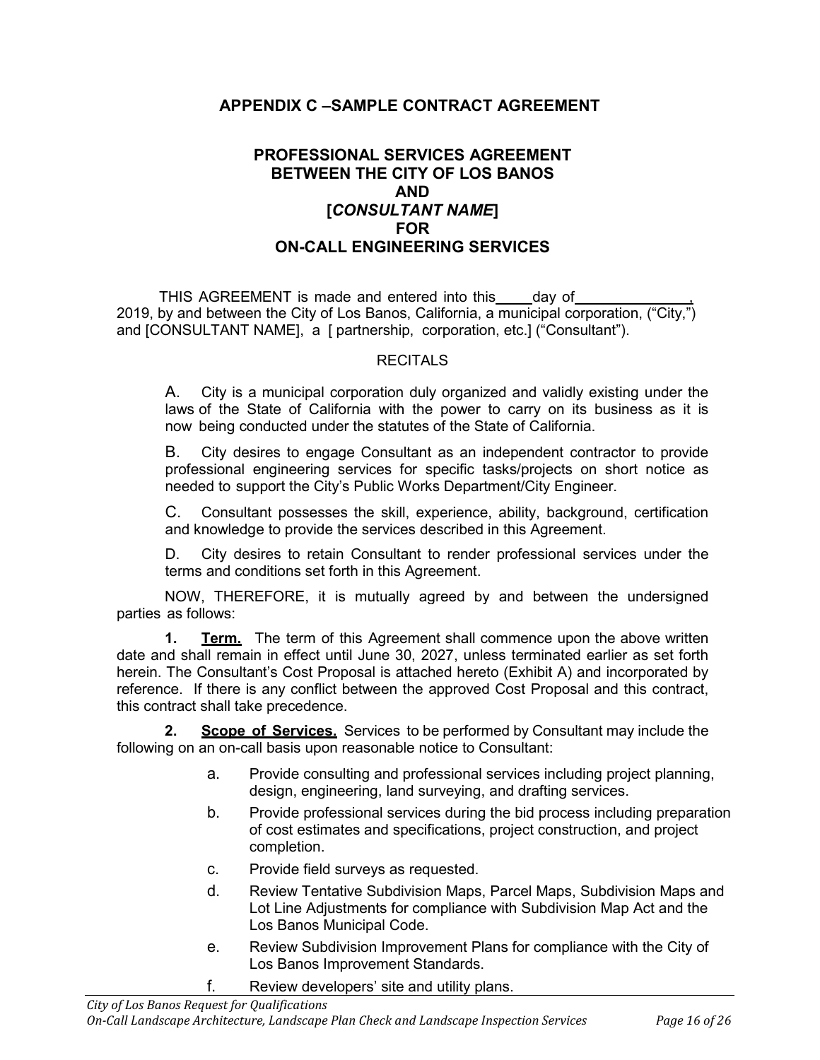## APPENDIX C –SAMPLE CONTRACT AGREEMENT

### PROFESSIONAL SERVICES AGREEMENT BETWEEN THE CITY OF LOS BANOS AND [*CONSULTANT NAME*] FOR ON-CALL ENGINEERING SERVICES

THIS AGREEMENT is made and entered into this\_\_\_\_day of\_\_\_\_\_\_\_\_\_\_\_\_\_\_, 2019, by and between the City of Los Banos, California, a municipal corporation, ("City,") and [CONSULTANT NAME], a [ partnership, corporation, etc.] ("Consultant").

RECITALS

A. City is a municipal corporation duly organized and validly existing under the laws of the State of California with the power to carry on its business as it is now being conducted under the statutes of the State of California.

B. City desires to engage Consultant as an independent contractor to provide professional engineering services for specific tasks/projects on short notice as needed to support the City's Public Works Department/City Engineer.

C. Consultant possesses the skill, experience, ability, background, certification and knowledge to provide the services described in this Agreement.

D. City desires to retain Consultant to render professional services under the terms and conditions set forth in this Agreement.

NOW, THEREFORE, it is mutually agreed by and between the undersigned parties as follows:

**1. <u>Term.</u>** The term of this Agreement shall commence upon the above written date and shall remain in effect until June 30, 2027, unless terminated earlier as set forth herein. The Consultant's Cost Proposal is attached hereto (Exhibit A) and incorporated by reference. If there is any conflict between the approved Cost Proposal and this contract, this contract shall take precedence.

**2. <u>Scope of Services.</u>** Services to be performed by Consultant may include the following on an on-call basis upon reasonable notice to Consultant:

a. Provide consulting and professional services including project planning, design, engineering, land surveying, and drafting services.

b. Provide professional services during the bid process including preparation of cost estimates and specifications, project construction, and project completion.

c. Provide field surveys as requested.

d. Review Tentative Subdivision Maps, Parcel Maps, Subdivision Maps and Lot Line Adjustments for compliance with Subdivision Map Act and the Los Banos Municipal Code.

e. Review Subdivision Improvement Plans for compliance with the City of Los Banos Improvement Standards.

f. Review developers' site and utility plans.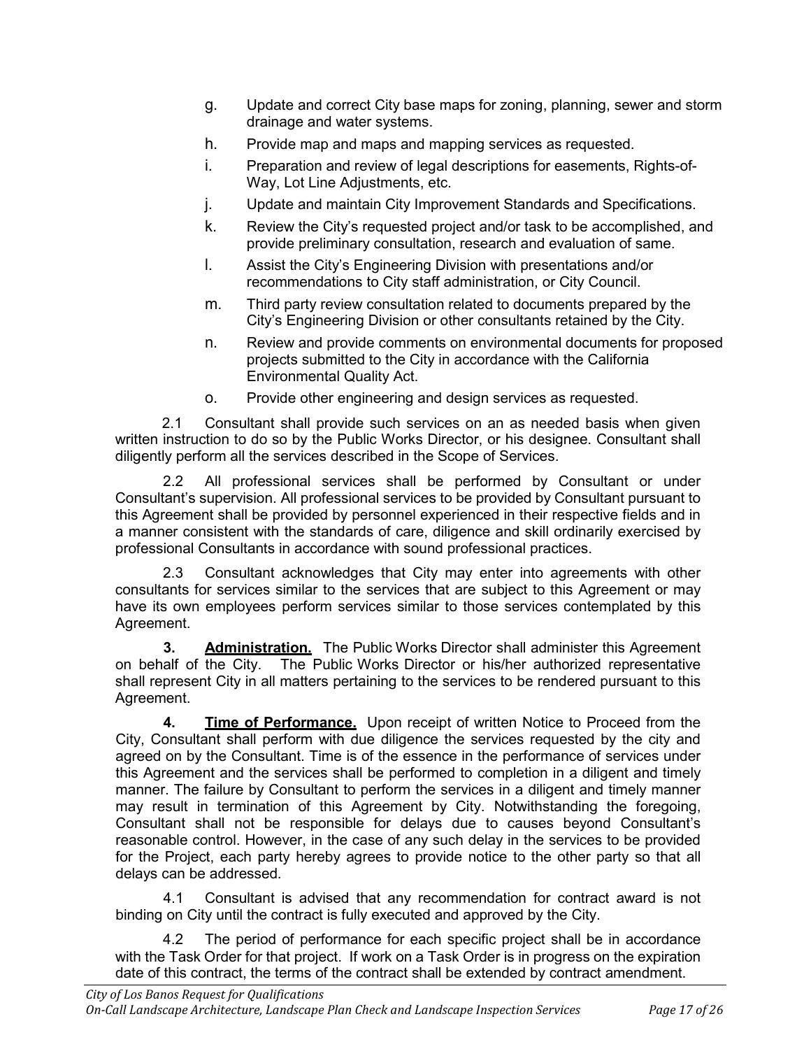g. Update and correct City base maps for zoning, planning, sewer and storm drainage and water systems.

h. Provide map and maps and mapping services as requested.

i. Preparation and review of legal descriptions for easements, Rights-of-Way, Lot Line Adjustments, etc.

j. Update and maintain City Improvement Standards and Specifications.

k. Review the City's requested project and/or task to be accomplished, and provide preliminary consultation, research and evaluation of same.

l. Assist the City's Engineering Division with presentations and/or recommendations to City staff administration, or City Council.

m. Third party review consultation related to documents prepared by the City's Engineering Division or other consultants retained by the City.

n. Review and provide comments on environmental documents for proposed projects submitted to the City in accordance with the California Environmental Quality Act.

o. Provide other engineering and design services as requested.

2.1 Consultant shall provide such services on an as needed basis when given written instruction to do so by the Public Works Director, or his designee. Consultant shall diligently perform all the services described in the Scope of Services.

2.2 All professional services shall be performed by Consultant or under Consultant's supervision. All professional services to be provided by Consultant pursuant to this Agreement shall be provided by personnel experienced in their respective fields and in a manner consistent with the standards of care, diligence and skill ordinarily exercised by professional Consultants in accordance with sound professional practices.

2.3 Consultant acknowledges that City may enter into agreements with other consultants for services similar to the services that are subject to this Agreement or may have its own employees perform services similar to those services contemplated by this Agreement.

**3. Administration.** The Public Works Director shall administer this Agreement on behalf of the City. The Public Works Director or his/her authorized representative shall represent City in all matters pertaining to the services to be rendered pursuant to this Agreement.

**4. Time of Performance.** Upon receipt of written Notice to Proceed from the City, Consultant shall perform with due diligence the services requested by the city and agreed on by the Consultant. Time is of the essence in the performance of services under this Agreement and the services shall be performed to completion in a diligent and timely manner. The failure by Consultant to perform the services in a diligent and timely manner may result in termination of this Agreement by City. Notwithstanding the foregoing, Consultant shall not be responsible for delays due to causes beyond Consultant's reasonable control. However, in the case of any such delay in the services to be provided for the Project, each party hereby agrees to provide notice to the other party so that all delays can be addressed.

4.1 Consultant is advised that any recommendation for contract award is not binding on City until the contract is fully executed and approved by the City.

4.2 The period of performance for each specific project shall be in accordance with the Task Order for that project. If work on a Task Order is in progress on the expiration date of this contract, the terms of the contract shall be extended by contract amendment.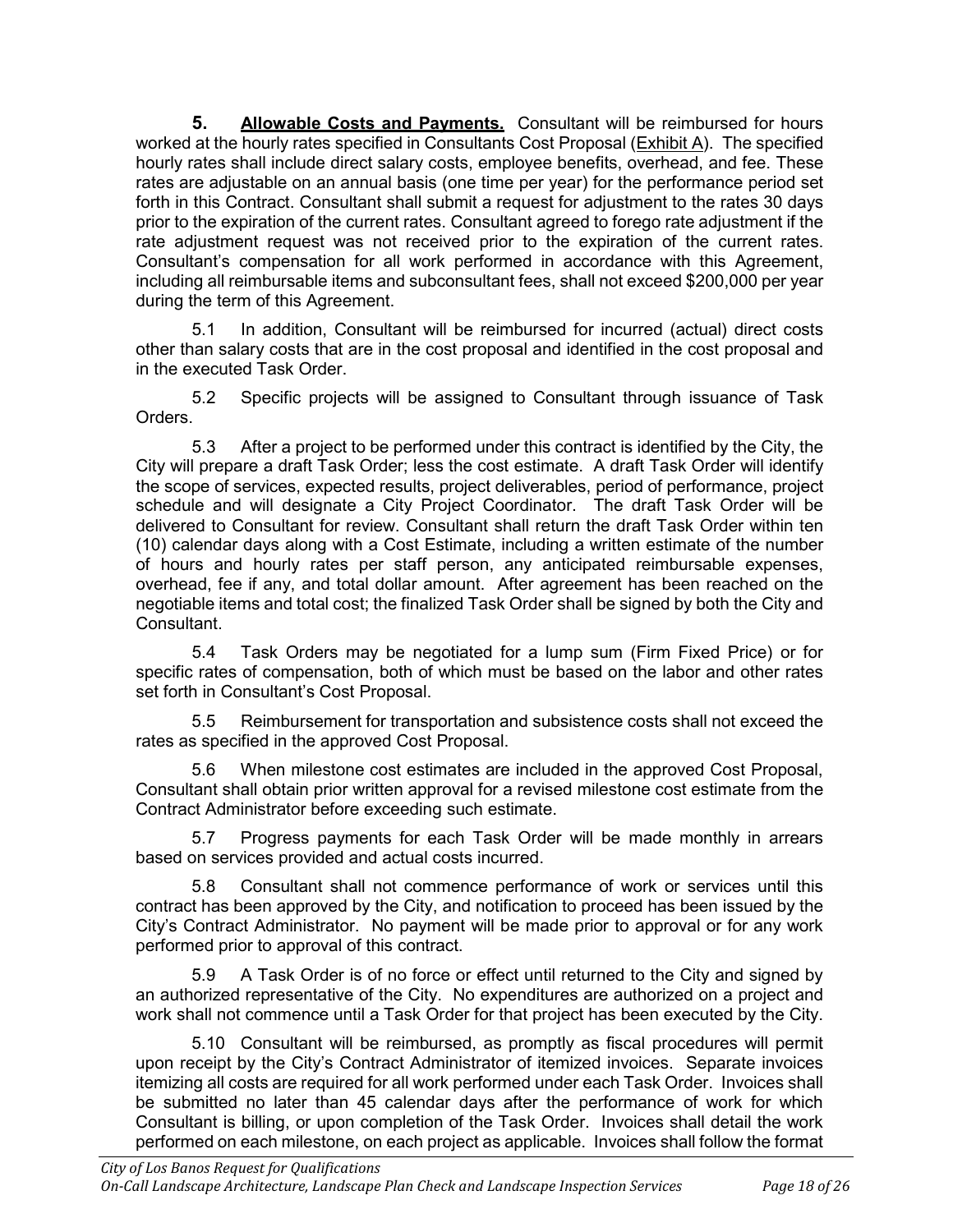**5. <u>Allowable Costs and Payments.</u>** Consultant will be reimbursed for hours worked at the hourly rates specified in Consultants Cost Proposal (<u>Exhibit A</u>). The specified hourly rates shall include direct salary costs, employee benefits, overhead, and fee. These rates are adjustable on an annual basis (one time per year) for the performance period set forth in this Contract. Consultant shall submit a request for adjustment to the rates 30 days prior to the expiration of the current rates. Consultant agreed to forego rate adjustment if the rate adjustment request was not received prior to the expiration of the current rates. Consultant's compensation for all work performed in accordance with this Agreement, including all reimbursable items and subconsultant fees, shall not exceed $200,000 per year during the term of this Agreement.

5.1 In addition, Consultant will be reimbursed for incurred (actual) direct costs other than salary costs that are in the cost proposal and identified in the cost proposal and in the executed Task Order.

5.2 Specific projects will be assigned to Consultant through issuance of Task Orders.

5.3 After a project to be performed under this contract is identified by the City, the City will prepare a draft Task Order; less the cost estimate. A draft Task Order will identify the scope of services, expected results, project deliverables, period of performance, project schedule and will designate a City Project Coordinator. The draft Task Order will be delivered to Consultant for review. Consultant shall return the draft Task Order within ten (10) calendar days along with a Cost Estimate, including a written estimate of the number of hours and hourly rates per staff person, any anticipated reimbursable expenses, overhead, fee if any, and total dollar amount. After agreement has been reached on the negotiable items and total cost; the finalized Task Order shall be signed by both the City and Consultant.

5.4 Task Orders may be negotiated for a lump sum (Firm Fixed Price) or for specific rates of compensation, both of which must be based on the labor and other rates set forth in Consultant's Cost Proposal.

5.5 Reimbursement for transportation and subsistence costs shall not exceed the rates as specified in the approved Cost Proposal.

5.6 When milestone cost estimates are included in the approved Cost Proposal, Consultant shall obtain prior written approval for a revised milestone cost estimate from the Contract Administrator before exceeding such estimate.

5.7 Progress payments for each Task Order will be made monthly in arrears based on services provided and actual costs incurred.

5.8 Consultant shall not commence performance of work or services until this contract has been approved by the City, and notification to proceed has been issued by the City's Contract Administrator. No payment will be made prior to approval or for any work performed prior to approval of this contract.

5.9 A Task Order is of no force or effect until returned to the City and signed by an authorized representative of the City. No expenditures are authorized on a project and work shall not commence until a Task Order for that project has been executed by the City.

5.10 Consultant will be reimbursed, as promptly as fiscal procedures will permit upon receipt by the City's Contract Administrator of itemized invoices. Separate invoices itemizing all costs are required for all work performed under each Task Order. Invoices shall be submitted no later than 45 calendar days after the performance of work for which Consultant is billing, or upon completion of the Task Order. Invoices shall detail the work performed on each milestone, on each project as applicable. Invoices shall follow the format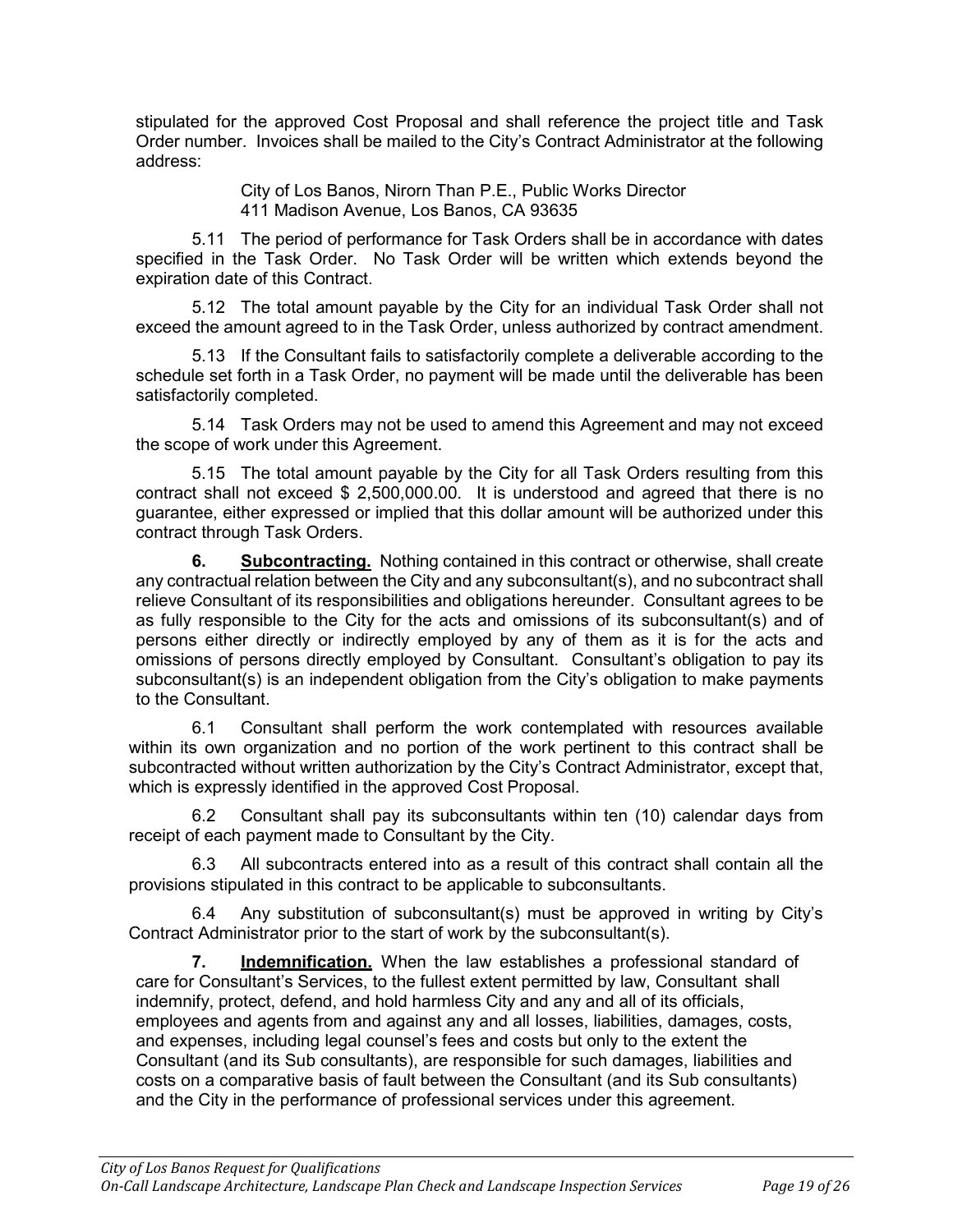stipulated for the approved Cost Proposal and shall reference the project title and Task Order number. Invoices shall be mailed to the City's Contract Administrator at the following address:

> City of Los Banos, Nirorn Than P.E., Public Works Director
> 411 Madison Avenue, Los Banos, CA 93635

5.11 The period of performance for Task Orders shall be in accordance with dates specified in the Task Order. No Task Order will be written which extends beyond the expiration date of this Contract.

5.12 The total amount payable by the City for an individual Task Order shall not exceed the amount agreed to in the Task Order, unless authorized by contract amendment.

5.13 If the Consultant fails to satisfactorily complete a deliverable according to the schedule set forth in a Task Order, no payment will be made until the deliverable has been satisfactorily completed.

5.14 Task Orders may not be used to amend this Agreement and may not exceed the scope of work under this Agreement.

5.15 The total amount payable by the City for all Task Orders resulting from this contract shall not exceed $ 2,500,000.00. It is understood and agreed that there is no guarantee, either expressed or implied that this dollar amount will be authorized under this contract through Task Orders.

**6. Subcontracting.** Nothing contained in this contract or otherwise, shall create any contractual relation between the City and any subconsultant(s), and no subcontract shall relieve Consultant of its responsibilities and obligations hereunder. Consultant agrees to be as fully responsible to the City for the acts and omissions of its subconsultant(s) and of persons either directly or indirectly employed by any of them as it is for the acts and omissions of persons directly employed by Consultant. Consultant's obligation to pay its subconsultant(s) is an independent obligation from the City's obligation to make payments to the Consultant.

6.1 Consultant shall perform the work contemplated with resources available within its own organization and no portion of the work pertinent to this contract shall be subcontracted without written authorization by the City's Contract Administrator, except that, which is expressly identified in the approved Cost Proposal.

6.2 Consultant shall pay its subconsultants within ten (10) calendar days from receipt of each payment made to Consultant by the City.

6.3 All subcontracts entered into as a result of this contract shall contain all the provisions stipulated in this contract to be applicable to subconsultants.

6.4 Any substitution of subconsultant(s) must be approved in writing by City's Contract Administrator prior to the start of work by the subconsultant(s).

**7. Indemnification.** When the law establishes a professional standard of care for Consultant's Services, to the fullest extent permitted by law, Consultant shall indemnify, protect, defend, and hold harmless City and any and all of its officials, employees and agents from and against any and all losses, liabilities, damages, costs, and expenses, including legal counsel's fees and costs but only to the extent the Consultant (and its Sub consultants), are responsible for such damages, liabilities and costs on a comparative basis of fault between the Consultant (and its Sub consultants) and the City in the performance of professional services under this agreement.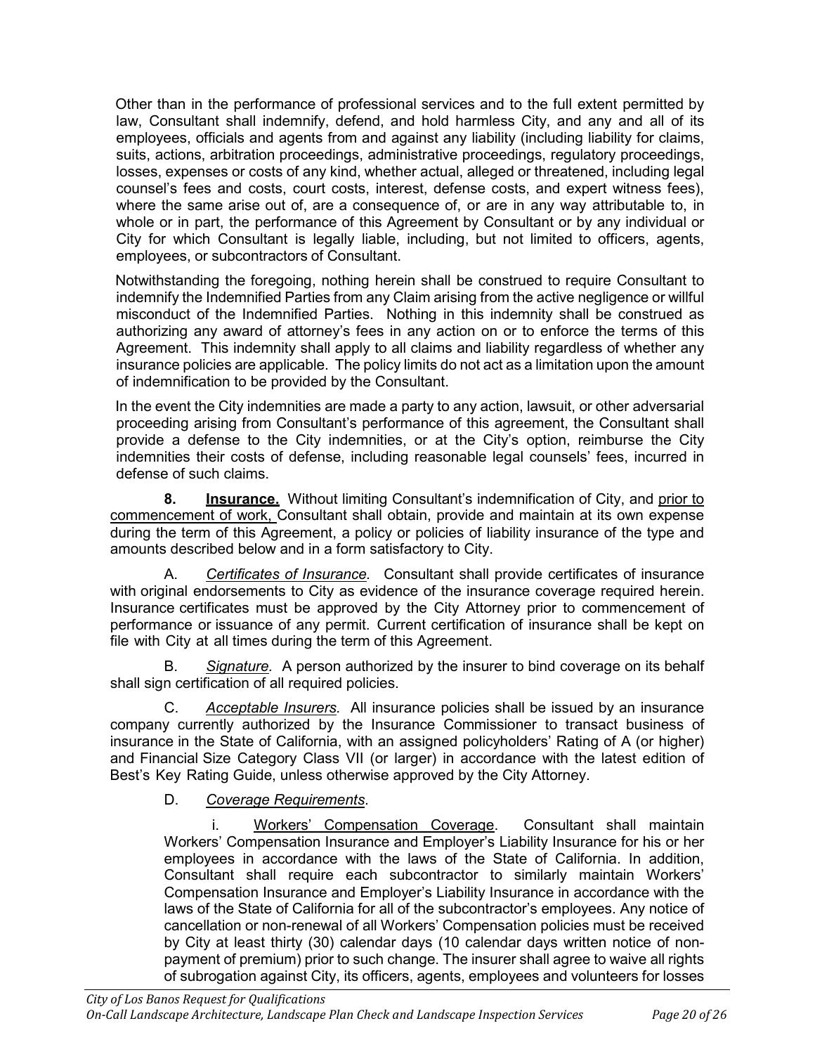Other than in the performance of professional services and to the full extent permitted by law, Consultant shall indemnify, defend, and hold harmless City, and any and all of its employees, officials and agents from and against any liability (including liability for claims, suits, actions, arbitration proceedings, administrative proceedings, regulatory proceedings, losses, expenses or costs of any kind, whether actual, alleged or threatened, including legal counsel's fees and costs, court costs, interest, defense costs, and expert witness fees), where the same arise out of, are a consequence of, or are in any way attributable to, in whole or in part, the performance of this Agreement by Consultant or by any individual or City for which Consultant is legally liable, including, but not limited to officers, agents, employees, or subcontractors of Consultant.

Notwithstanding the foregoing, nothing herein shall be construed to require Consultant to indemnify the Indemnified Parties from any Claim arising from the active negligence or willful misconduct of the Indemnified Parties. Nothing in this indemnity shall be construed as authorizing any award of attorney's fees in any action on or to enforce the terms of this Agreement. This indemnity shall apply to all claims and liability regardless of whether any insurance policies are applicable. The policy limits do not act as a limitation upon the amount of indemnification to be provided by the Consultant.

In the event the City indemnities are made a party to any action, lawsuit, or other adversarial proceeding arising from Consultant's performance of this agreement, the Consultant shall provide a defense to the City indemnities, or at the City's option, reimburse the City indemnities their costs of defense, including reasonable legal counsels' fees, incurred in defense of such claims.

**8. Insurance.** Without limiting Consultant's indemnification of City, and prior to commencement of work, Consultant shall obtain, provide and maintain at its own expense during the term of this Agreement, a policy or policies of liability insurance of the type and amounts described below and in a form satisfactory to City.

A. *Certificates of Insurance.* Consultant shall provide certificates of insurance with original endorsements to City as evidence of the insurance coverage required herein. Insurance certificates must be approved by the City Attorney prior to commencement of performance or issuance of any permit. Current certification of insurance shall be kept on file with City at all times during the term of this Agreement.

B. *Signature.* A person authorized by the insurer to bind coverage on its behalf shall sign certification of all required policies.

C. *Acceptable Insurers.* All insurance policies shall be issued by an insurance company currently authorized by the Insurance Commissioner to transact business of insurance in the State of California, with an assigned policyholders' Rating of A (or higher) and Financial Size Category Class VII (or larger) in accordance with the latest edition of Best's Key Rating Guide, unless otherwise approved by the City Attorney.

D. *Coverage Requirements*.

i. Workers' Compensation Coverage. Consultant shall maintain Workers' Compensation Insurance and Employer's Liability Insurance for his or her employees in accordance with the laws of the State of California. In addition, Consultant shall require each subcontractor to similarly maintain Workers' Compensation Insurance and Employer's Liability Insurance in accordance with the laws of the State of California for all of the subcontractor's employees. Any notice of cancellation or non-renewal of all Workers' Compensation policies must be received by City at least thirty (30) calendar days (10 calendar days written notice of non-payment of premium) prior to such change. The insurer shall agree to waive all rights of subrogation against City, its officers, agents, employees and volunteers for losses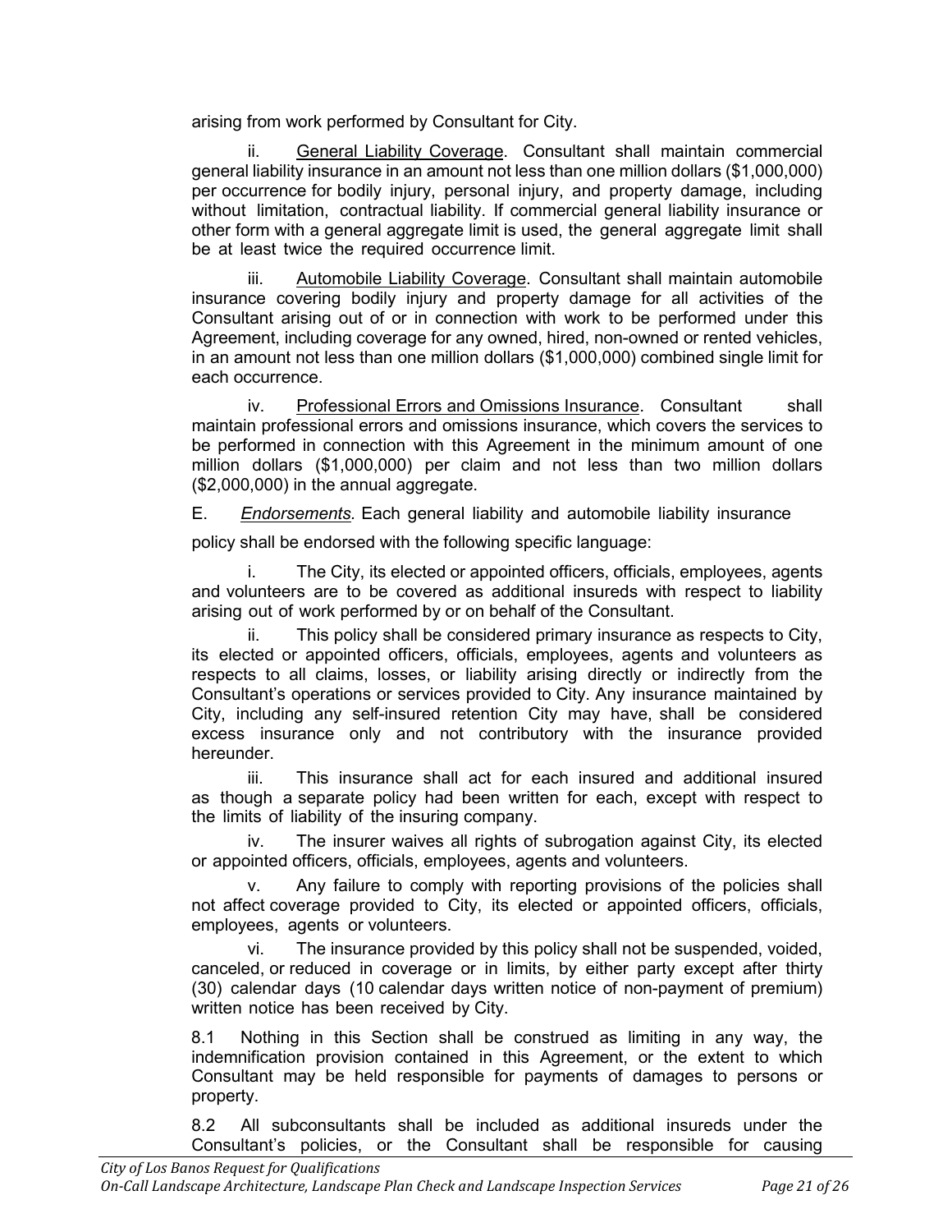arising from work performed by Consultant for City.

ii. General Liability Coverage. Consultant shall maintain commercial general liability insurance in an amount not less than one million dollars ($1,000,000) per occurrence for bodily injury, personal injury, and property damage, including without limitation, contractual liability. If commercial general liability insurance or other form with a general aggregate limit is used, the general aggregate limit shall be at least twice the required occurrence limit.

iii. Automobile Liability Coverage. Consultant shall maintain automobile insurance covering bodily injury and property damage for all activities of the Consultant arising out of or in connection with work to be performed under this Agreement, including coverage for any owned, hired, non-owned or rented vehicles, in an amount not less than one million dollars ($1,000,000) combined single limit for each occurrence.

iv. Professional Errors and Omissions Insurance. Consultant shall maintain professional errors and omissions insurance, which covers the services to be performed in connection with this Agreement in the minimum amount of one million dollars ($1,000,000) per claim and not less than two million dollars ($2,000,000) in the annual aggregate.

E. *Endorsements.* Each general liability and automobile liability insurance policy shall be endorsed with the following specific language:

i. The City, its elected or appointed officers, officials, employees, agents and volunteers are to be covered as additional insureds with respect to liability arising out of work performed by or on behalf of the Consultant.

ii. This policy shall be considered primary insurance as respects to City, its elected or appointed officers, officials, employees, agents and volunteers as respects to all claims, losses, or liability arising directly or indirectly from the Consultant's operations or services provided to City. Any insurance maintained by City, including any self-insured retention City may have, shall be considered excess insurance only and not contributory with the insurance provided hereunder.

iii. This insurance shall act for each insured and additional insured as though a separate policy had been written for each, except with respect to the limits of liability of the insuring company.

iv. The insurer waives all rights of subrogation against City, its elected or appointed officers, officials, employees, agents and volunteers.

v. Any failure to comply with reporting provisions of the policies shall not affect coverage provided to City, its elected or appointed officers, officials, employees, agents or volunteers.

vi. The insurance provided by this policy shall not be suspended, voided, canceled, or reduced in coverage or in limits, by either party except after thirty (30) calendar days (10 calendar days written notice of non-payment of premium) written notice has been received by City.

8.1 Nothing in this Section shall be construed as limiting in any way, the indemnification provision contained in this Agreement, or the extent to which Consultant may be held responsible for payments of damages to persons or property.

8.2 All subconsultants shall be included as additional insureds under the Consultant's policies, or the Consultant shall be responsible for causing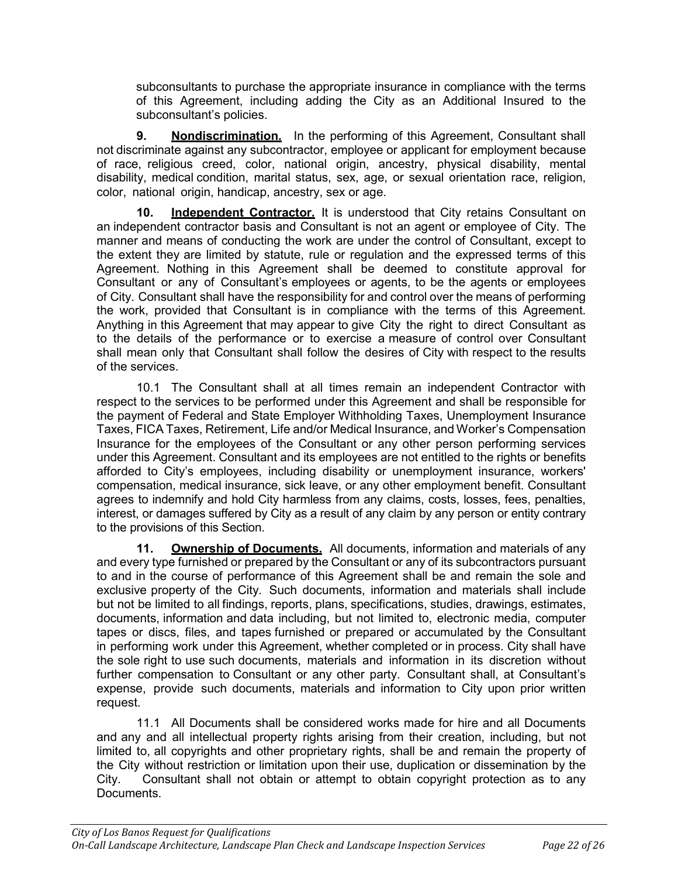subconsultants to purchase the appropriate insurance in compliance with the terms of this Agreement, including adding the City as an Additional Insured to the subconsultant's policies.

**9. <u>Nondiscrimination.</u>** In the performing of this Agreement, Consultant shall not discriminate against any subcontractor, employee or applicant for employment because of race, religious creed, color, national origin, ancestry, physical disability, mental disability, medical condition, marital status, sex, age, or sexual orientation race, religion, color, national origin, handicap, ancestry, sex or age.

**10. <u>Independent Contractor.</u>** It is understood that City retains Consultant on an independent contractor basis and Consultant is not an agent or employee of City. The manner and means of conducting the work are under the control of Consultant, except to the extent they are limited by statute, rule or regulation and the expressed terms of this Agreement. Nothing in this Agreement shall be deemed to constitute approval for Consultant or any of Consultant's employees or agents, to be the agents or employees of City. Consultant shall have the responsibility for and control over the means of performing the work, provided that Consultant is in compliance with the terms of this Agreement. Anything in this Agreement that may appear to give City the right to direct Consultant as to the details of the performance or to exercise a measure of control over Consultant shall mean only that Consultant shall follow the desires of City with respect to the results of the services.

10.1 The Consultant shall at all times remain an independent Contractor with respect to the services to be performed under this Agreement and shall be responsible for the payment of Federal and State Employer Withholding Taxes, Unemployment Insurance Taxes, FICA Taxes, Retirement, Life and/or Medical Insurance, and Worker's Compensation Insurance for the employees of the Consultant or any other person performing services under this Agreement. Consultant and its employees are not entitled to the rights or benefits afforded to City's employees, including disability or unemployment insurance, workers' compensation, medical insurance, sick leave, or any other employment benefit. Consultant agrees to indemnify and hold City harmless from any claims, costs, losses, fees, penalties, interest, or damages suffered by City as a result of any claim by any person or entity contrary to the provisions of this Section.

**11. <u>Ownership of Documents.</u>** All documents, information and materials of any and every type furnished or prepared by the Consultant or any of its subcontractors pursuant to and in the course of performance of this Agreement shall be and remain the sole and exclusive property of the City. Such documents, information and materials shall include but not be limited to all findings, reports, plans, specifications, studies, drawings, estimates, documents, information and data including, but not limited to, electronic media, computer tapes or discs, files, and tapes furnished or prepared or accumulated by the Consultant in performing work under this Agreement, whether completed or in process. City shall have the sole right to use such documents, materials and information in its discretion without further compensation to Consultant or any other party. Consultant shall, at Consultant's expense, provide such documents, materials and information to City upon prior written request.

11.1 All Documents shall be considered works made for hire and all Documents and any and all intellectual property rights arising from their creation, including, but not limited to, all copyrights and other proprietary rights, shall be and remain the property of the City without restriction or limitation upon their use, duplication or dissemination by the City. Consultant shall not obtain or attempt to obtain copyright protection as to any Documents.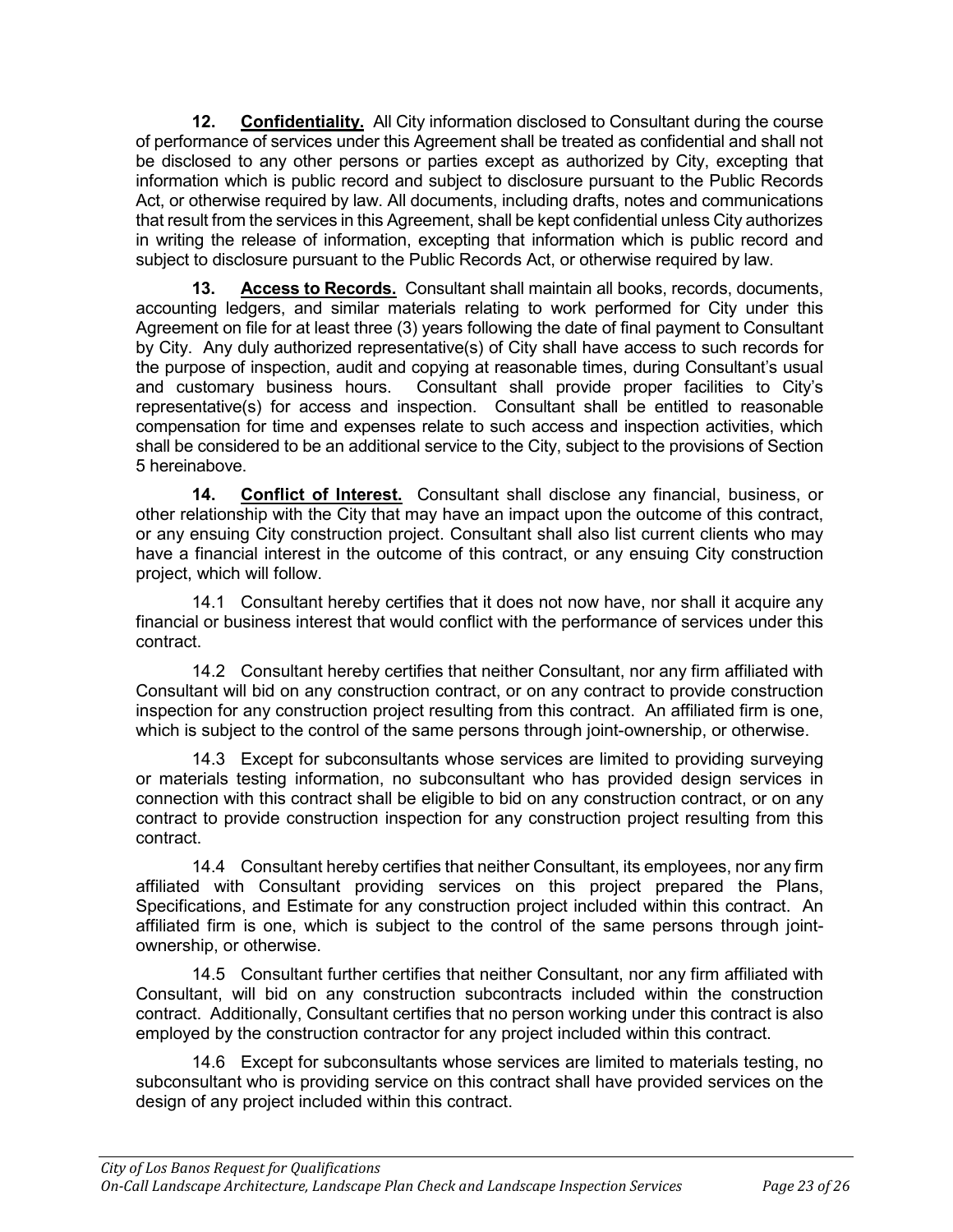**12. Confidentiality.** All City information disclosed to Consultant during the course of performance of services under this Agreement shall be treated as confidential and shall not be disclosed to any other persons or parties except as authorized by City, excepting that information which is public record and subject to disclosure pursuant to the Public Records Act, or otherwise required by law. All documents, including drafts, notes and communications that result from the services in this Agreement, shall be kept confidential unless City authorizes in writing the release of information, excepting that information which is public record and subject to disclosure pursuant to the Public Records Act, or otherwise required by law.

**13. Access to Records.** Consultant shall maintain all books, records, documents, accounting ledgers, and similar materials relating to work performed for City under this Agreement on file for at least three (3) years following the date of final payment to Consultant by City. Any duly authorized representative(s) of City shall have access to such records for the purpose of inspection, audit and copying at reasonable times, during Consultant's usual and customary business hours. Consultant shall provide proper facilities to City's representative(s) for access and inspection. Consultant shall be entitled to reasonable compensation for time and expenses relate to such access and inspection activities, which shall be considered to be an additional service to the City, subject to the provisions of Section 5 hereinabove.

**14. Conflict of Interest.** Consultant shall disclose any financial, business, or other relationship with the City that may have an impact upon the outcome of this contract, or any ensuing City construction project. Consultant shall also list current clients who may have a financial interest in the outcome of this contract, or any ensuing City construction project, which will follow.

14.1 Consultant hereby certifies that it does not now have, nor shall it acquire any financial or business interest that would conflict with the performance of services under this contract.

14.2 Consultant hereby certifies that neither Consultant, nor any firm affiliated with Consultant will bid on any construction contract, or on any contract to provide construction inspection for any construction project resulting from this contract. An affiliated firm is one, which is subject to the control of the same persons through joint-ownership, or otherwise.

14.3 Except for subconsultants whose services are limited to providing surveying or materials testing information, no subconsultant who has provided design services in connection with this contract shall be eligible to bid on any construction contract, or on any contract to provide construction inspection for any construction project resulting from this contract.

14.4 Consultant hereby certifies that neither Consultant, its employees, nor any firm affiliated with Consultant providing services on this project prepared the Plans, Specifications, and Estimate for any construction project included within this contract. An affiliated firm is one, which is subject to the control of the same persons through joint-ownership, or otherwise.

14.5 Consultant further certifies that neither Consultant, nor any firm affiliated with Consultant, will bid on any construction subcontracts included within the construction contract. Additionally, Consultant certifies that no person working under this contract is also employed by the construction contractor for any project included within this contract.

14.6 Except for subconsultants whose services are limited to materials testing, no subconsultant who is providing service on this contract shall have provided services on the design of any project included within this contract.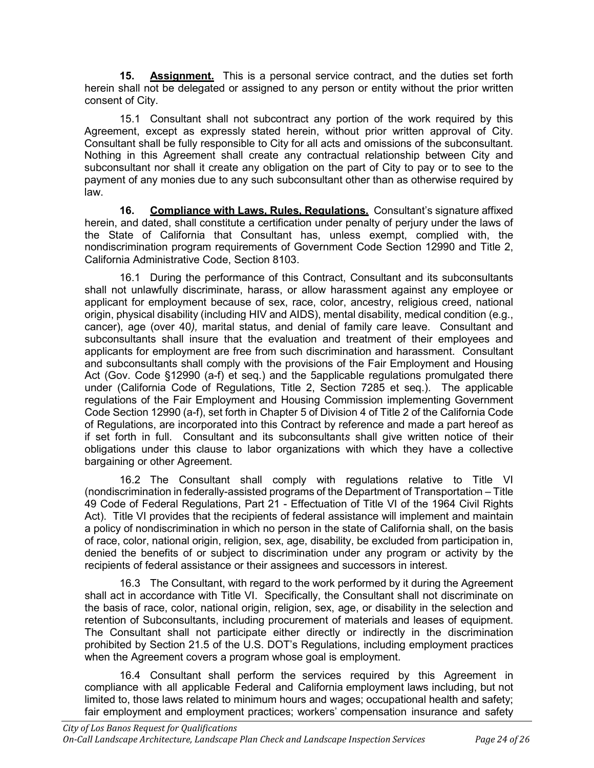**15. Assignment.** This is a personal service contract, and the duties set forth herein shall not be delegated or assigned to any person or entity without the prior written consent of City.

15.1 Consultant shall not subcontract any portion of the work required by this Agreement, except as expressly stated herein, without prior written approval of City. Consultant shall be fully responsible to City for all acts and omissions of the subconsultant. Nothing in this Agreement shall create any contractual relationship between City and subconsultant nor shall it create any obligation on the part of City to pay or to see to the payment of any monies due to any such subconsultant other than as otherwise required by law.

**16. Compliance with Laws, Rules, Regulations.** Consultant's signature affixed herein, and dated, shall constitute a certification under penalty of perjury under the laws of the State of California that Consultant has, unless exempt, complied with, the nondiscrimination program requirements of Government Code Section 12990 and Title 2, California Administrative Code, Section 8103.

16.1 During the performance of this Contract, Consultant and its subconsultants shall not unlawfully discriminate, harass, or allow harassment against any employee or applicant for employment because of sex, race, color, ancestry, religious creed, national origin, physical disability (including HIV and AIDS), mental disability, medical condition (e.g., cancer), age (over 40*),* marital status, and denial of family care leave. Consultant and subconsultants shall insure that the evaluation and treatment of their employees and applicants for employment are free from such discrimination and harassment. Consultant and subconsultants shall comply with the provisions of the Fair Employment and Housing Act (Gov. Code §12990 (a-f) et seq.) and the 5applicable regulations promulgated there under (California Code of Regulations, Title 2, Section 7285 et seq.). The applicable regulations of the Fair Employment and Housing Commission implementing Government Code Section 12990 (a-f), set forth in Chapter 5 of Division 4 of Title 2 of the California Code of Regulations, are incorporated into this Contract by reference and made a part hereof as if set forth in full. Consultant and its subconsultant*s* shall give written notice of their obligations under this clause to labor organizations with which they have a collective bargaining or other Agreement.

16.2 The Consultant shall comply with regulations relative to Title VI (nondiscrimination in federally-assisted programs of the Department of Transportation – Title 49 Code of Federal Regulations, Part 21 - Effectuation of Title VI of the 1964 Civil Rights Act). Title VI provides that the recipients of federal assistance will implement and maintain a policy of nondiscrimination in which no person in the state of California shall, on the basis of race, color, national origin, religion, sex, age, disability, be excluded from participation in, denied the benefits of or subject to discrimination under any program or activity by the recipients of federal assistance or their assignees and successors in interest.

16.3 The Consultant, with regard to the work performed by it during the Agreement shall act in accordance with Title VI. Specifically, the Consultant shall not discriminate on the basis of race, color, national origin, religion, sex, age, or disability in the selection and retention of Subconsultants, including procurement of materials and leases of equipment. The Consultant shall not participate either directly or indirectly in the discrimination prohibited by Section 21.5 of the U.S. DOT's Regulations, including employment practices when the Agreement covers a program whose goal is employment.

16.4 Consultant shall perform the services required by this Agreement in compliance with all applicable Federal and California employment laws including, but not limited to, those laws related to minimum hours and wages; occupational health and safety; fair employment and employment practices; workers' compensation insurance and safety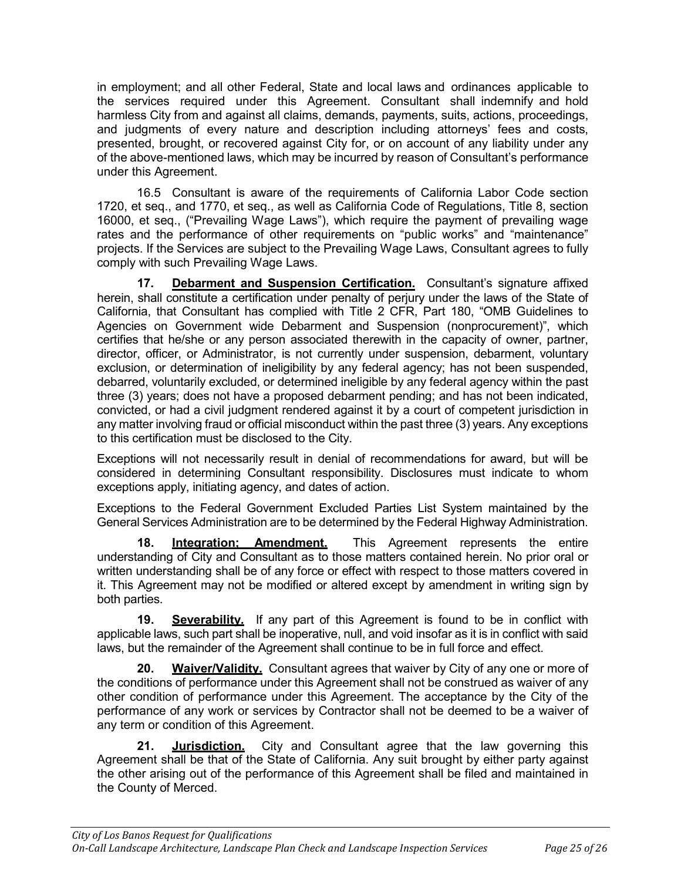in employment; and all other Federal, State and local laws and ordinances applicable to the services required under this Agreement. Consultant shall indemnify and hold harmless City from and against all claims, demands, payments, suits, actions, proceedings, and judgments of every nature and description including attorneys' fees and costs, presented, brought, or recovered against City for, or on account of any liability under any of the above-mentioned laws, which may be incurred by reason of Consultant's performance under this Agreement.

16.5 Consultant is aware of the requirements of California Labor Code section 1720, et seq., and 1770, et seq., as well as California Code of Regulations, Title 8, section 16000, et seq., ("Prevailing Wage Laws"), which require the payment of prevailing wage rates and the performance of other requirements on "public works" and "maintenance" projects. If the Services are subject to the Prevailing Wage Laws, Consultant agrees to fully comply with such Prevailing Wage Laws.

**17. <u>Debarment and Suspension Certification.</u>** Consultant's signature affixed herein, shall constitute a certification under penalty of perjury under the laws of the State of California, that Consultant has complied with Title 2 CFR, Part 180, "OMB Guidelines to Agencies on Government wide Debarment and Suspension (nonprocurement)", which certifies that he/she or any person associated therewith in the capacity of owner, partner, director, officer, or Administrator, is not currently under suspension, debarment, voluntary exclusion, or determination of ineligibility by any federal agency; has not been suspended, debarred, voluntarily excluded, or determined ineligible by any federal agency within the past three (3) years; does not have a proposed debarment pending; and has not been indicated, convicted, or had a civil judgment rendered against it by a court of competent jurisdiction in any matter involving fraud or official misconduct within the past three (3) years. Any exceptions to this certification must be disclosed to the City.

Exceptions will not necessarily result in denial of recommendations for award, but will be considered in determining Consultant responsibility. Disclosures must indicate to whom exceptions apply, initiating agency, and dates of action.

Exceptions to the Federal Government Excluded Parties List System maintained by the General Services Administration are to be determined by the Federal Highway Administration.

**18. <u>Integration; Amendment.</u>** This Agreement represents the entire understanding of City and Consultant as to those matters contained herein. No prior oral or written understanding shall be of any force or effect with respect to those matters covered in it. This Agreement may not be modified or altered except by amendment in writing sign by both parties.

**19. <u>Severability.</u>** If any part of this Agreement is found to be in conflict with applicable laws, such part shall be inoperative, null, and void insofar as it is in conflict with said laws, but the remainder of the Agreement shall continue to be in full force and effect.

**20. <u>Waiver/Validity.</u>** Consultant agrees that waiver by City of any one or more of the conditions of performance under this Agreement shall not be construed as waiver of any other condition of performance under this Agreement. The acceptance by the City of the performance of any work or services by Contractor shall not be deemed to be a waiver of any term or condition of this Agreement.

**21. <u>Jurisdiction.</u>** City and Consultant agree that the law governing this Agreement shall be that of the State of California. Any suit brought by either party against the other arising out of the performance of this Agreement shall be filed and maintained in the County of Merced.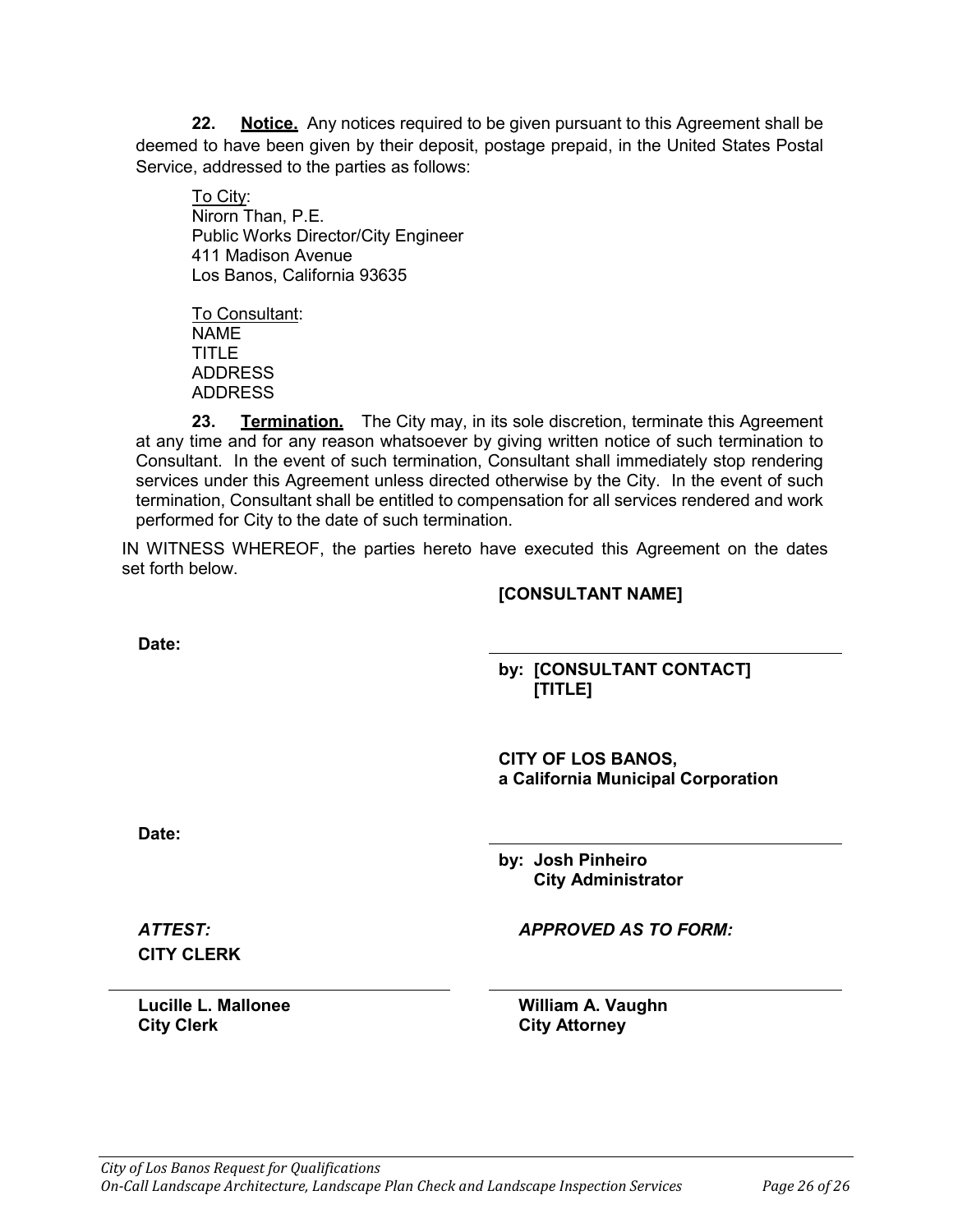**22. <u>Notice.</u>** Any notices required to be given pursuant to this Agreement shall be deemed to have been given by their deposit, postage prepaid, in the United States Postal Service, addressed to the parties as follows:

<u>To City</u>:
Nirorn Than, P.E.
Public Works Director/City Engineer
411 Madison Avenue
Los Banos, California 93635

<u>To Consultant</u>:
NAME
TITLE
ADDRESS
ADDRESS

**23. <u>Termination.</u>** The City may, in its sole discretion, terminate this Agreement at any time and for any reason whatsoever by giving written notice of such termination to Consultant. In the event of such termination, Consultant shall immediately stop rendering services under this Agreement unless directed otherwise by the City. In the event of such termination, Consultant shall be entitled to compensation for all services rendered and work performed for City to the date of such termination.

IN WITNESS WHEREOF, the parties hereto have executed this Agreement on the dates set forth below.

**[CONSULTANT NAME]**

**Date:**

______________________________

**by: [CONSULTANT CONTACT]**
**[TITLE]**

**CITY OF LOS BANOS,**
**a California Municipal Corporation**

**Date:**

______________________________

**by: Josh Pinheiro**
**City Administrator**

***ATTEST:***
**CITY CLERK**

______________________________

**Lucille L. Mallonee**
**City Clerk**

***APPROVED AS TO FORM:***

______________________________

**William A. Vaughn**
**City Attorney**